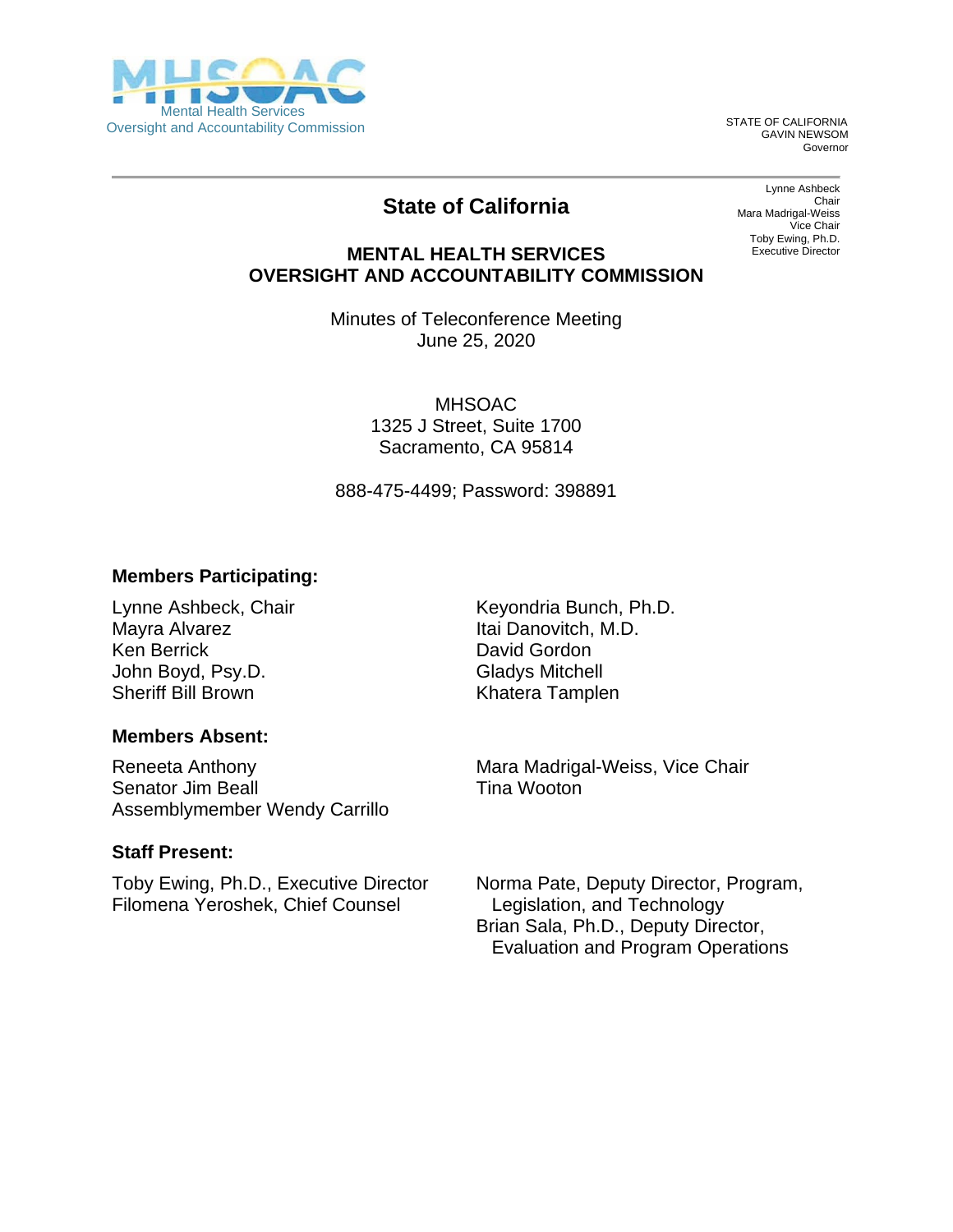Mental Health Services
Oversight and Accountability Commission

STATE OF CALIFORNIA
GAVIN NEWSOM
Governor

Lynne Ashbeck
Chair
Mara Madrigal-Weiss
Vice Chair
Toby Ewing, Ph.D.
Executive Director

# State of California

## MENTAL HEALTH SERVICES OVERSIGHT AND ACCOUNTABILITY COMMISSION

Minutes of Teleconference Meeting
June 25, 2020

MHSOAC
1325 J Street, Suite 1700
Sacramento, CA 95814

888-475-4499; Password: 398891

### Members Participating:

Lynne Ashbeck, Chair
Mayra Alvarez
Ken Berrick
John Boyd, Psy.D.
Sheriff Bill Brown
Keyondria Bunch, Ph.D.
Itai Danovitch, M.D.
David Gordon
Gladys Mitchell
Khatera Tamplen

### Members Absent:

Reneeta Anthony
Senator Jim Beall
Assemblymember Wendy Carrillo
Mara Madrigal-Weiss, Vice Chair
Tina Wooton

### Staff Present:

Toby Ewing, Ph.D., Executive Director
Filomena Yeroshek, Chief Counsel
Norma Pate, Deputy Director, Program, Legislation, and Technology
Brian Sala, Ph.D., Deputy Director, Evaluation and Program Operations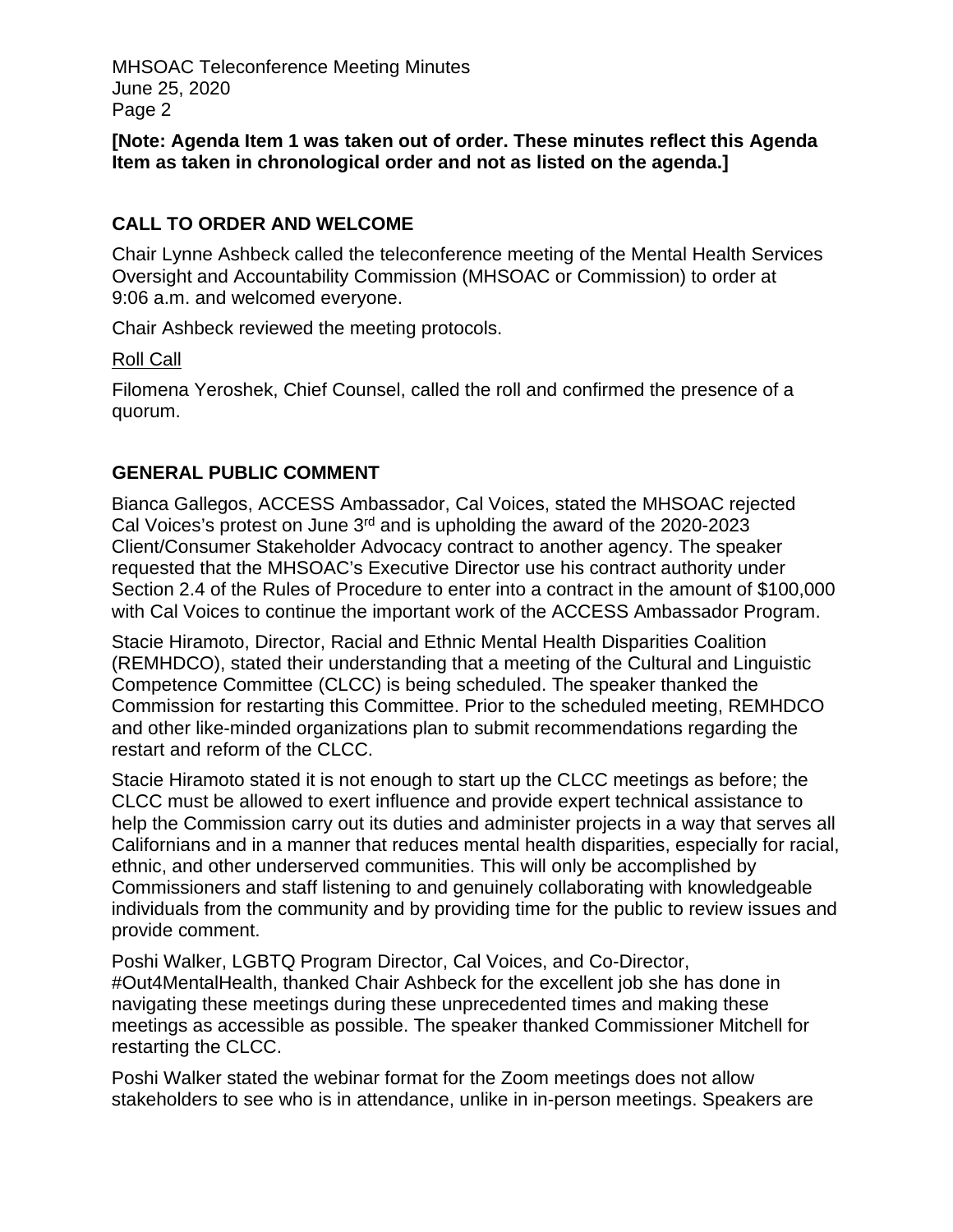**[Note: Agenda Item 1 was taken out of order. These minutes reflect this Agenda Item as taken in chronological order and not as listed on the agenda.]**

## CALL TO ORDER AND WELCOME

Chair Lynne Ashbeck called the teleconference meeting of the Mental Health Services Oversight and Accountability Commission (MHSOAC or Commission) to order at 9:06 a.m. and welcomed everyone.

Chair Ashbeck reviewed the meeting protocols.

Roll Call

Filomena Yeroshek, Chief Counsel, called the roll and confirmed the presence of a quorum.

## GENERAL PUBLIC COMMENT

Bianca Gallegos, ACCESS Ambassador, Cal Voices, stated the MHSOAC rejected Cal Voices's protest on June 3rd and is upholding the award of the 2020-2023 Client/Consumer Stakeholder Advocacy contract to another agency. The speaker requested that the MHSOAC's Executive Director use his contract authority under Section 2.4 of the Rules of Procedure to enter into a contract in the amount of $100,000 with Cal Voices to continue the important work of the ACCESS Ambassador Program.

Stacie Hiramoto, Director, Racial and Ethnic Mental Health Disparities Coalition (REMHDCO), stated their understanding that a meeting of the Cultural and Linguistic Competence Committee (CLCC) is being scheduled. The speaker thanked the Commission for restarting this Committee. Prior to the scheduled meeting, REMHDCO and other like-minded organizations plan to submit recommendations regarding the restart and reform of the CLCC.

Stacie Hiramoto stated it is not enough to start up the CLCC meetings as before; the CLCC must be allowed to exert influence and provide expert technical assistance to help the Commission carry out its duties and administer projects in a way that serves all Californians and in a manner that reduces mental health disparities, especially for racial, ethnic, and other underserved communities. This will only be accomplished by Commissioners and staff listening to and genuinely collaborating with knowledgeable individuals from the community and by providing time for the public to review issues and provide comment.

Poshi Walker, LGBTQ Program Director, Cal Voices, and Co-Director, #Out4MentalHealth, thanked Chair Ashbeck for the excellent job she has done in navigating these meetings during these unprecedented times and making these meetings as accessible as possible. The speaker thanked Commissioner Mitchell for restarting the CLCC.

Poshi Walker stated the webinar format for the Zoom meetings does not allow stakeholders to see who is in attendance, unlike in in-person meetings. Speakers are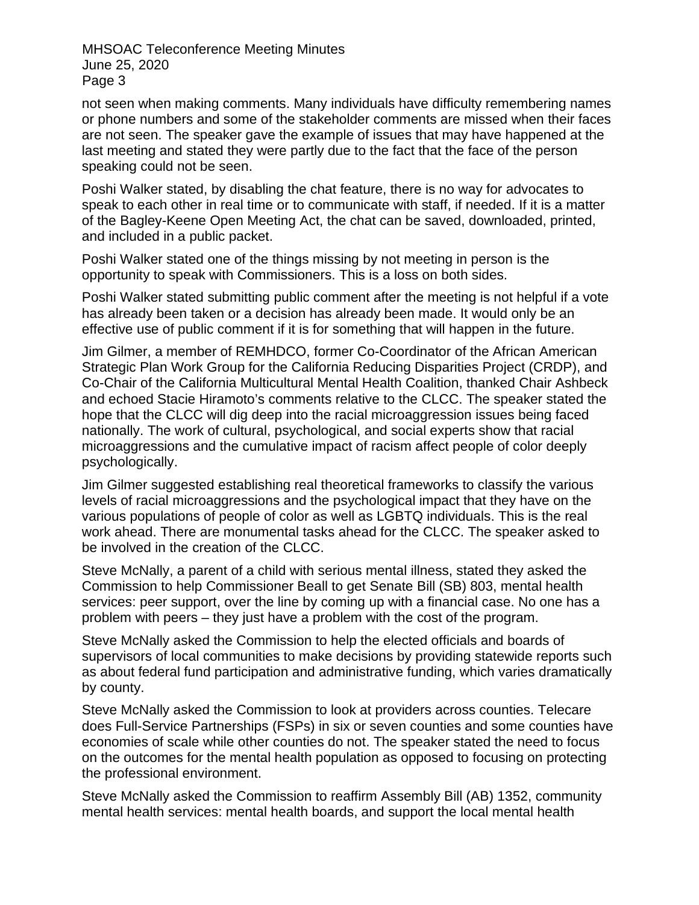not seen when making comments. Many individuals have difficulty remembering names or phone numbers and some of the stakeholder comments are missed when their faces are not seen. The speaker gave the example of issues that may have happened at the last meeting and stated they were partly due to the fact that the face of the person speaking could not be seen.

Poshi Walker stated, by disabling the chat feature, there is no way for advocates to speak to each other in real time or to communicate with staff, if needed. If it is a matter of the Bagley-Keene Open Meeting Act, the chat can be saved, downloaded, printed, and included in a public packet.

Poshi Walker stated one of the things missing by not meeting in person is the opportunity to speak with Commissioners. This is a loss on both sides.

Poshi Walker stated submitting public comment after the meeting is not helpful if a vote has already been taken or a decision has already been made. It would only be an effective use of public comment if it is for something that will happen in the future.

Jim Gilmer, a member of REMHDCO, former Co-Coordinator of the African American Strategic Plan Work Group for the California Reducing Disparities Project (CRDP), and Co-Chair of the California Multicultural Mental Health Coalition, thanked Chair Ashbeck and echoed Stacie Hiramoto's comments relative to the CLCC. The speaker stated the hope that the CLCC will dig deep into the racial microaggression issues being faced nationally. The work of cultural, psychological, and social experts show that racial microaggressions and the cumulative impact of racism affect people of color deeply psychologically.

Jim Gilmer suggested establishing real theoretical frameworks to classify the various levels of racial microaggressions and the psychological impact that they have on the various populations of people of color as well as LGBTQ individuals. This is the real work ahead. There are monumental tasks ahead for the CLCC. The speaker asked to be involved in the creation of the CLCC.

Steve McNally, a parent of a child with serious mental illness, stated they asked the Commission to help Commissioner Beall to get Senate Bill (SB) 803, mental health services: peer support, over the line by coming up with a financial case. No one has a problem with peers – they just have a problem with the cost of the program.

Steve McNally asked the Commission to help the elected officials and boards of supervisors of local communities to make decisions by providing statewide reports such as about federal fund participation and administrative funding, which varies dramatically by county.

Steve McNally asked the Commission to look at providers across counties. Telecare does Full-Service Partnerships (FSPs) in six or seven counties and some counties have economies of scale while other counties do not. The speaker stated the need to focus on the outcomes for the mental health population as opposed to focusing on protecting the professional environment.

Steve McNally asked the Commission to reaffirm Assembly Bill (AB) 1352, community mental health services: mental health boards, and support the local mental health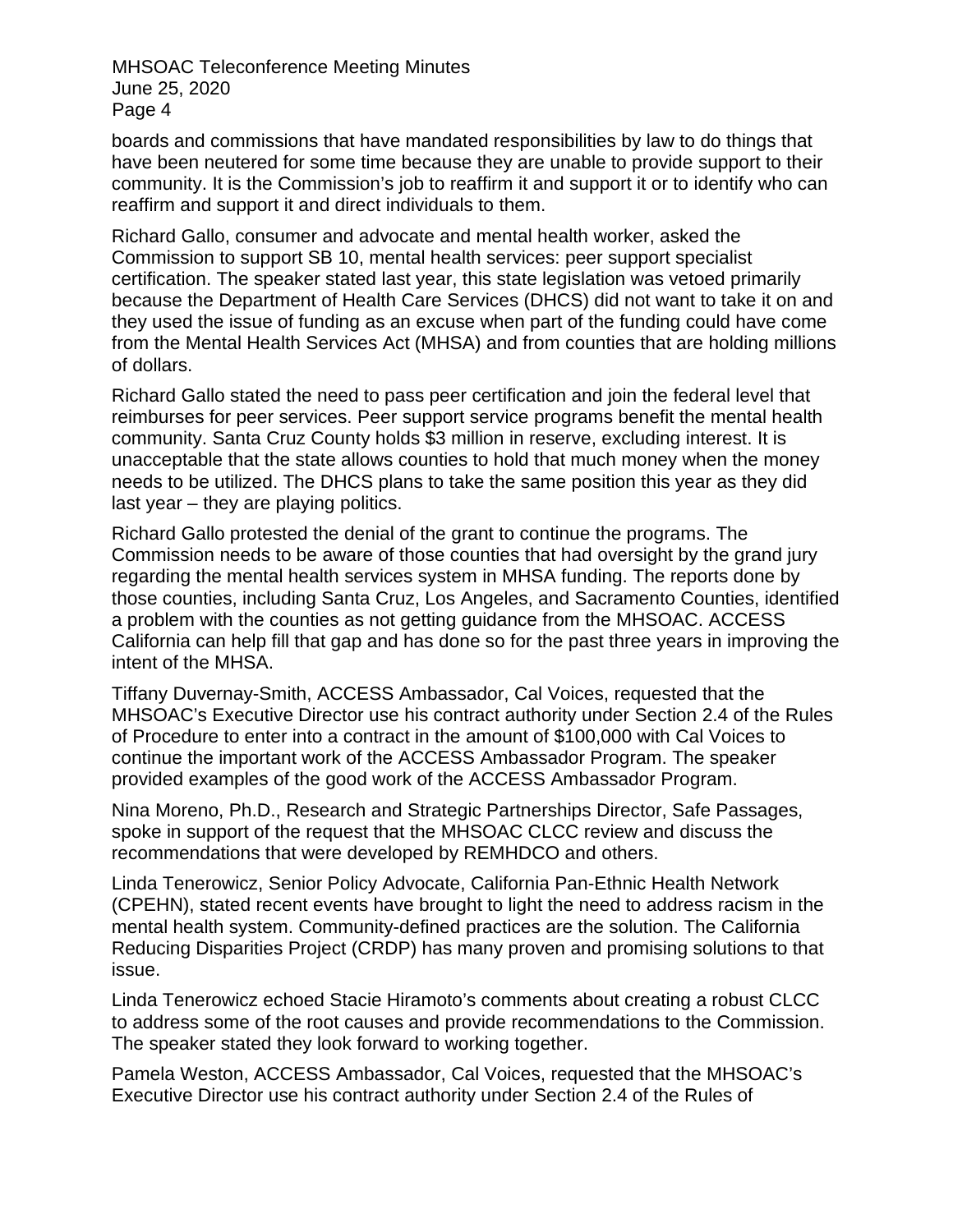boards and commissions that have mandated responsibilities by law to do things that have been neutered for some time because they are unable to provide support to their community. It is the Commission's job to reaffirm it and support it or to identify who can reaffirm and support it and direct individuals to them.

Richard Gallo, consumer and advocate and mental health worker, asked the Commission to support SB 10, mental health services: peer support specialist certification. The speaker stated last year, this state legislation was vetoed primarily because the Department of Health Care Services (DHCS) did not want to take it on and they used the issue of funding as an excuse when part of the funding could have come from the Mental Health Services Act (MHSA) and from counties that are holding millions of dollars.

Richard Gallo stated the need to pass peer certification and join the federal level that reimburses for peer services. Peer support service programs benefit the mental health community. Santa Cruz County holds $3 million in reserve, excluding interest. It is unacceptable that the state allows counties to hold that much money when the money needs to be utilized. The DHCS plans to take the same position this year as they did last year – they are playing politics.

Richard Gallo protested the denial of the grant to continue the programs. The Commission needs to be aware of those counties that had oversight by the grand jury regarding the mental health services system in MHSA funding. The reports done by those counties, including Santa Cruz, Los Angeles, and Sacramento Counties, identified a problem with the counties as not getting guidance from the MHSOAC. ACCESS California can help fill that gap and has done so for the past three years in improving the intent of the MHSA.

Tiffany Duvernay-Smith, ACCESS Ambassador, Cal Voices, requested that the MHSOAC's Executive Director use his contract authority under Section 2.4 of the Rules of Procedure to enter into a contract in the amount of $100,000 with Cal Voices to continue the important work of the ACCESS Ambassador Program. The speaker provided examples of the good work of the ACCESS Ambassador Program.

Nina Moreno, Ph.D., Research and Strategic Partnerships Director, Safe Passages, spoke in support of the request that the MHSOAC CLCC review and discuss the recommendations that were developed by REMHDCO and others.

Linda Tenerowicz, Senior Policy Advocate, California Pan-Ethnic Health Network (CPEHN), stated recent events have brought to light the need to address racism in the mental health system. Community-defined practices are the solution. The California Reducing Disparities Project (CRDP) has many proven and promising solutions to that issue.

Linda Tenerowicz echoed Stacie Hiramoto's comments about creating a robust CLCC to address some of the root causes and provide recommendations to the Commission. The speaker stated they look forward to working together.

Pamela Weston, ACCESS Ambassador, Cal Voices, requested that the MHSOAC's Executive Director use his contract authority under Section 2.4 of the Rules of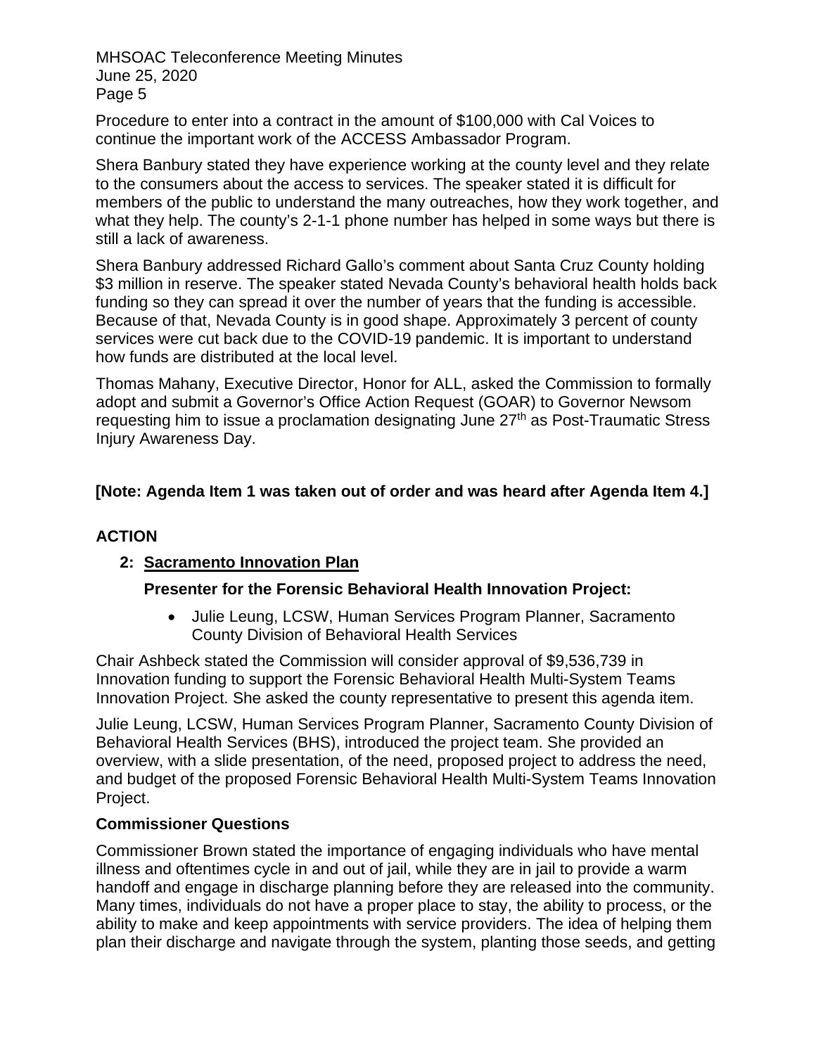Procedure to enter into a contract in the amount of $100,000 with Cal Voices to continue the important work of the ACCESS Ambassador Program.

Shera Banbury stated they have experience working at the county level and they relate to the consumers about the access to services. The speaker stated it is difficult for members of the public to understand the many outreaches, how they work together, and what they help. The county's 2-1-1 phone number has helped in some ways but there is still a lack of awareness.

Shera Banbury addressed Richard Gallo's comment about Santa Cruz County holding $3 million in reserve. The speaker stated Nevada County's behavioral health holds back funding so they can spread it over the number of years that the funding is accessible. Because of that, Nevada County is in good shape. Approximately 3 percent of county services were cut back due to the COVID-19 pandemic. It is important to understand how funds are distributed at the local level.

Thomas Mahany, Executive Director, Honor for ALL, asked the Commission to formally adopt and submit a Governor's Office Action Request (GOAR) to Governor Newsom requesting him to issue a proclamation designating June 27th as Post-Traumatic Stress Injury Awareness Day.

**[Note: Agenda Item 1 was taken out of order and was heard after Agenda Item 4.]**

## ACTION

### 2: Sacramento Innovation Plan

**Presenter for the Forensic Behavioral Health Innovation Project:**

- Julie Leung, LCSW, Human Services Program Planner, Sacramento County Division of Behavioral Health Services

Chair Ashbeck stated the Commission will consider approval of $9,536,739 in Innovation funding to support the Forensic Behavioral Health Multi-System Teams Innovation Project. She asked the county representative to present this agenda item.

Julie Leung, LCSW, Human Services Program Planner, Sacramento County Division of Behavioral Health Services (BHS), introduced the project team. She provided an overview, with a slide presentation, of the need, proposed project to address the need, and budget of the proposed Forensic Behavioral Health Multi-System Teams Innovation Project.

**Commissioner Questions**

Commissioner Brown stated the importance of engaging individuals who have mental illness and oftentimes cycle in and out of jail, while they are in jail to provide a warm handoff and engage in discharge planning before they are released into the community. Many times, individuals do not have a proper place to stay, the ability to process, or the ability to make and keep appointments with service providers. The idea of helping them plan their discharge and navigate through the system, planting those seeds, and getting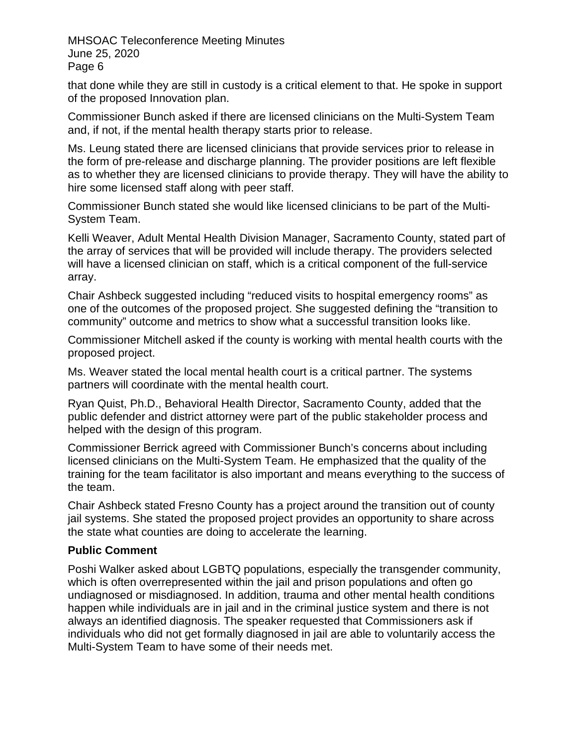that done while they are still in custody is a critical element to that. He spoke in support of the proposed Innovation plan.

Commissioner Bunch asked if there are licensed clinicians on the Multi-System Team and, if not, if the mental health therapy starts prior to release.

Ms. Leung stated there are licensed clinicians that provide services prior to release in the form of pre-release and discharge planning. The provider positions are left flexible as to whether they are licensed clinicians to provide therapy. They will have the ability to hire some licensed staff along with peer staff.

Commissioner Bunch stated she would like licensed clinicians to be part of the Multi-System Team.

Kelli Weaver, Adult Mental Health Division Manager, Sacramento County, stated part of the array of services that will be provided will include therapy. The providers selected will have a licensed clinician on staff, which is a critical component of the full-service array.

Chair Ashbeck suggested including "reduced visits to hospital emergency rooms" as one of the outcomes of the proposed project. She suggested defining the "transition to community" outcome and metrics to show what a successful transition looks like.

Commissioner Mitchell asked if the county is working with mental health courts with the proposed project.

Ms. Weaver stated the local mental health court is a critical partner. The systems partners will coordinate with the mental health court.

Ryan Quist, Ph.D., Behavioral Health Director, Sacramento County, added that the public defender and district attorney were part of the public stakeholder process and helped with the design of this program.

Commissioner Berrick agreed with Commissioner Bunch's concerns about including licensed clinicians on the Multi-System Team. He emphasized that the quality of the training for the team facilitator is also important and means everything to the success of the team.

Chair Ashbeck stated Fresno County has a project around the transition out of county jail systems. She stated the proposed project provides an opportunity to share across the state what counties are doing to accelerate the learning.

**Public Comment**

Poshi Walker asked about LGBTQ populations, especially the transgender community, which is often overrepresented within the jail and prison populations and often go undiagnosed or misdiagnosed. In addition, trauma and other mental health conditions happen while individuals are in jail and in the criminal justice system and there is not always an identified diagnosis. The speaker requested that Commissioners ask if individuals who did not get formally diagnosed in jail are able to voluntarily access the Multi-System Team to have some of their needs met.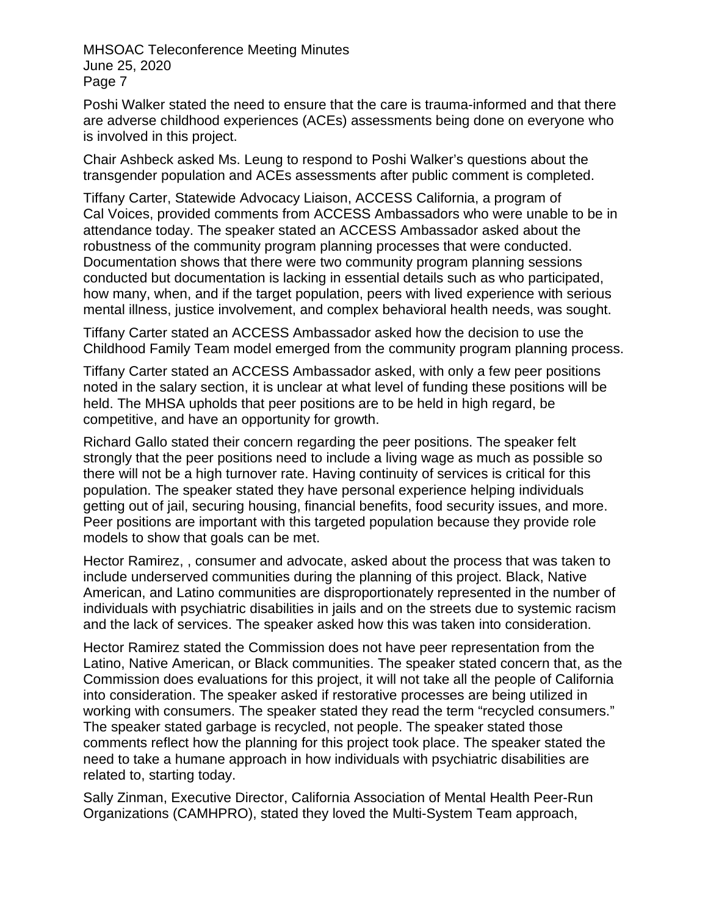Poshi Walker stated the need to ensure that the care is trauma-informed and that there are adverse childhood experiences (ACEs) assessments being done on everyone who is involved in this project.

Chair Ashbeck asked Ms. Leung to respond to Poshi Walker's questions about the transgender population and ACEs assessments after public comment is completed.

Tiffany Carter, Statewide Advocacy Liaison, ACCESS California, a program of Cal Voices, provided comments from ACCESS Ambassadors who were unable to be in attendance today. The speaker stated an ACCESS Ambassador asked about the robustness of the community program planning processes that were conducted. Documentation shows that there were two community program planning sessions conducted but documentation is lacking in essential details such as who participated, how many, when, and if the target population, peers with lived experience with serious mental illness, justice involvement, and complex behavioral health needs, was sought.

Tiffany Carter stated an ACCESS Ambassador asked how the decision to use the Childhood Family Team model emerged from the community program planning process.

Tiffany Carter stated an ACCESS Ambassador asked, with only a few peer positions noted in the salary section, it is unclear at what level of funding these positions will be held. The MHSA upholds that peer positions are to be held in high regard, be competitive, and have an opportunity for growth.

Richard Gallo stated their concern regarding the peer positions. The speaker felt strongly that the peer positions need to include a living wage as much as possible so there will not be a high turnover rate. Having continuity of services is critical for this population. The speaker stated they have personal experience helping individuals getting out of jail, securing housing, financial benefits, food security issues, and more. Peer positions are important with this targeted population because they provide role models to show that goals can be met.

Hector Ramirez, , consumer and advocate, asked about the process that was taken to include underserved communities during the planning of this project. Black, Native American, and Latino communities are disproportionately represented in the number of individuals with psychiatric disabilities in jails and on the streets due to systemic racism and the lack of services. The speaker asked how this was taken into consideration.

Hector Ramirez stated the Commission does not have peer representation from the Latino, Native American, or Black communities. The speaker stated concern that, as the Commission does evaluations for this project, it will not take all the people of California into consideration. The speaker asked if restorative processes are being utilized in working with consumers. The speaker stated they read the term "recycled consumers." The speaker stated garbage is recycled, not people. The speaker stated those comments reflect how the planning for this project took place. The speaker stated the need to take a humane approach in how individuals with psychiatric disabilities are related to, starting today.

Sally Zinman, Executive Director, California Association of Mental Health Peer-Run Organizations (CAMHPRO), stated they loved the Multi-System Team approach,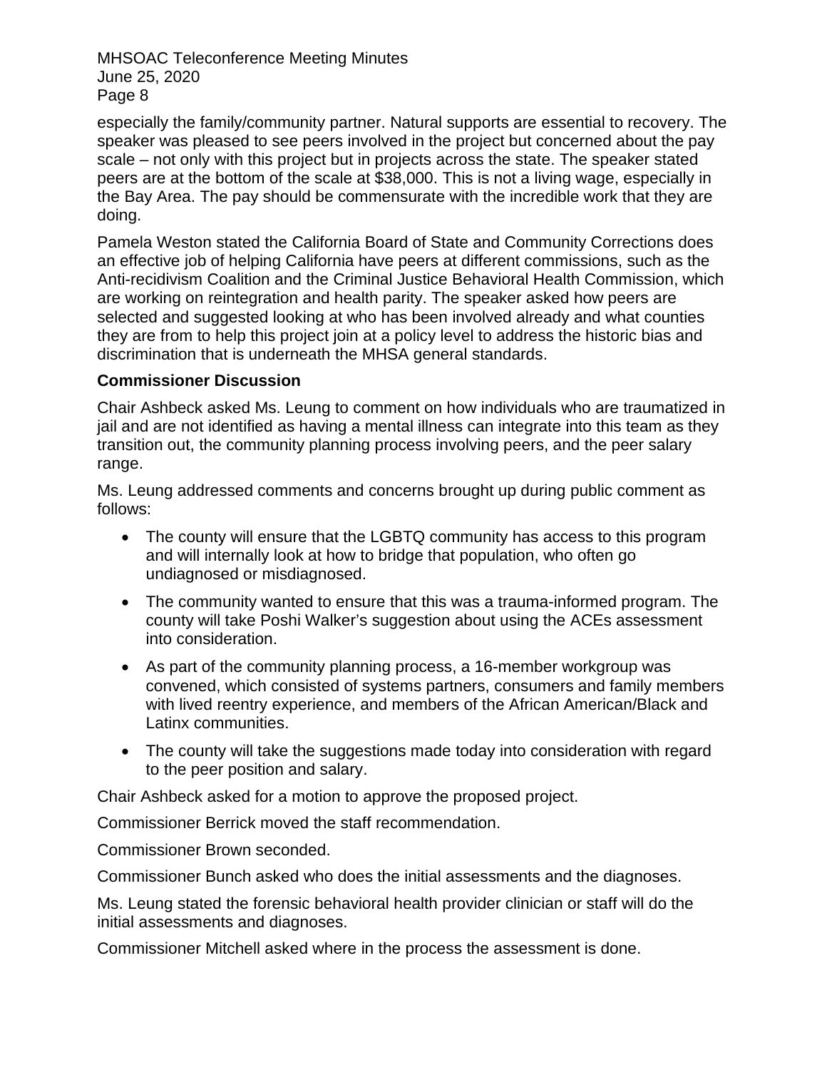especially the family/community partner. Natural supports are essential to recovery. The speaker was pleased to see peers involved in the project but concerned about the pay scale – not only with this project but in projects across the state. The speaker stated peers are at the bottom of the scale at $38,000. This is not a living wage, especially in the Bay Area. The pay should be commensurate with the incredible work that they are doing.

Pamela Weston stated the California Board of State and Community Corrections does an effective job of helping California have peers at different commissions, such as the Anti-recidivism Coalition and the Criminal Justice Behavioral Health Commission, which are working on reintegration and health parity. The speaker asked how peers are selected and suggested looking at who has been involved already and what counties they are from to help this project join at a policy level to address the historic bias and discrimination that is underneath the MHSA general standards.

**Commissioner Discussion**

Chair Ashbeck asked Ms. Leung to comment on how individuals who are traumatized in jail and are not identified as having a mental illness can integrate into this team as they transition out, the community planning process involving peers, and the peer salary range.

Ms. Leung addressed comments and concerns brought up during public comment as follows:

- The county will ensure that the LGBTQ community has access to this program and will internally look at how to bridge that population, who often go undiagnosed or misdiagnosed.
- The community wanted to ensure that this was a trauma-informed program. The county will take Poshi Walker's suggestion about using the ACEs assessment into consideration.
- As part of the community planning process, a 16-member workgroup was convened, which consisted of systems partners, consumers and family members with lived reentry experience, and members of the African American/Black and Latinx communities.
- The county will take the suggestions made today into consideration with regard to the peer position and salary.

Chair Ashbeck asked for a motion to approve the proposed project.

Commissioner Berrick moved the staff recommendation.

Commissioner Brown seconded.

Commissioner Bunch asked who does the initial assessments and the diagnoses.

Ms. Leung stated the forensic behavioral health provider clinician or staff will do the initial assessments and diagnoses.

Commissioner Mitchell asked where in the process the assessment is done.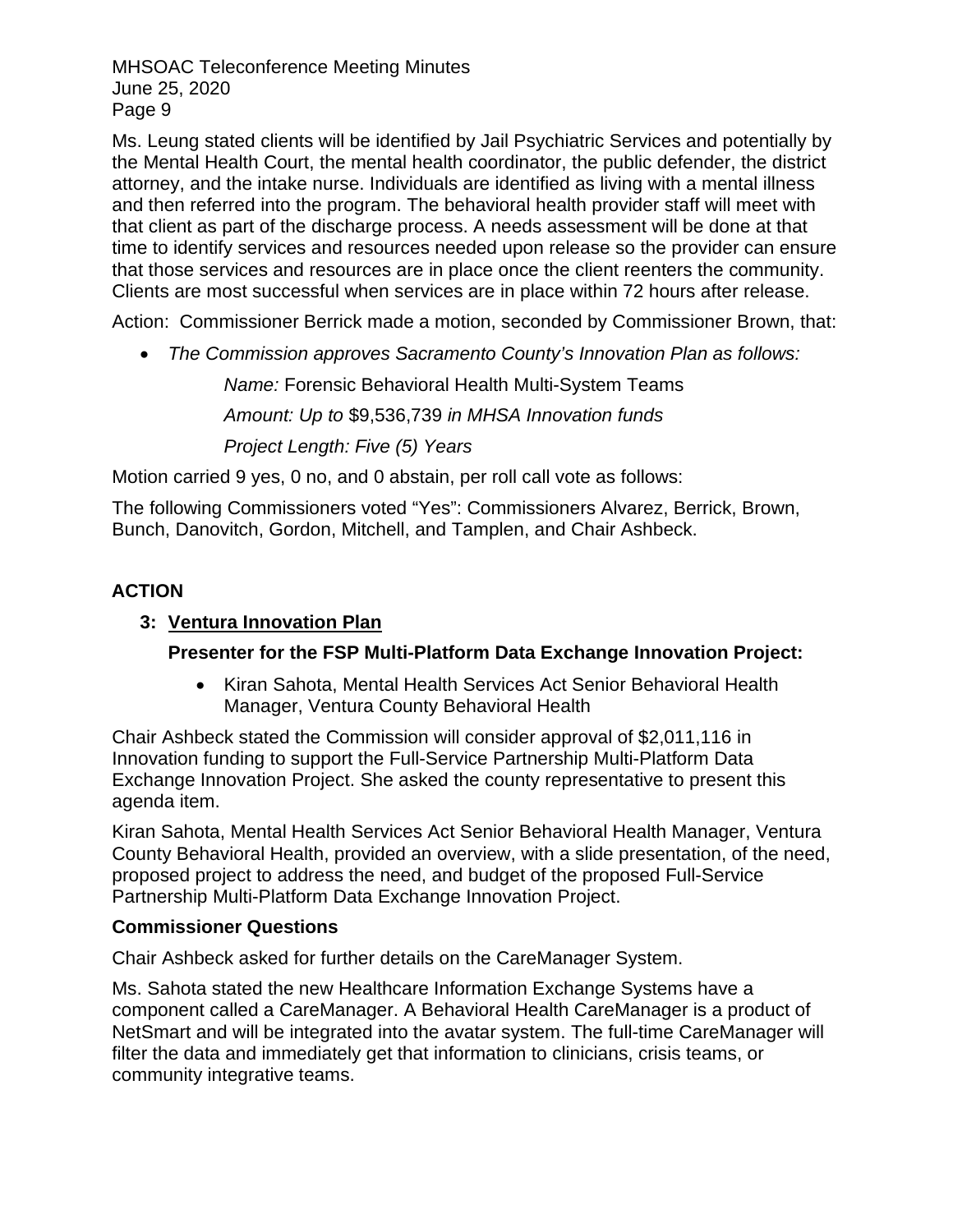Ms. Leung stated clients will be identified by Jail Psychiatric Services and potentially by the Mental Health Court, the mental health coordinator, the public defender, the district attorney, and the intake nurse. Individuals are identified as living with a mental illness and then referred into the program. The behavioral health provider staff will meet with that client as part of the discharge process. A needs assessment will be done at that time to identify services and resources needed upon release so the provider can ensure that those services and resources are in place once the client reenters the community. Clients are most successful when services are in place within 72 hours after release.

Action: Commissioner Berrick made a motion, seconded by Commissioner Brown, that:

- *The Commission approves Sacramento County's Innovation Plan as follows:*

  *Name:* Forensic Behavioral Health Multi-System Teams

  *Amount: Up to* $9,536,739 *in MHSA Innovation funds*

  *Project Length: Five (5) Years*

Motion carried 9 yes, 0 no, and 0 abstain, per roll call vote as follows:

The following Commissioners voted "Yes": Commissioners Alvarez, Berrick, Brown, Bunch, Danovitch, Gordon, Mitchell, and Tamplen, and Chair Ashbeck.

## ACTION

### 3: Ventura Innovation Plan

**Presenter for the FSP Multi-Platform Data Exchange Innovation Project:**

- Kiran Sahota, Mental Health Services Act Senior Behavioral Health Manager, Ventura County Behavioral Health

Chair Ashbeck stated the Commission will consider approval of $2,011,116 in Innovation funding to support the Full-Service Partnership Multi-Platform Data Exchange Innovation Project. She asked the county representative to present this agenda item.

Kiran Sahota, Mental Health Services Act Senior Behavioral Health Manager, Ventura County Behavioral Health, provided an overview, with a slide presentation, of the need, proposed project to address the need, and budget of the proposed Full-Service Partnership Multi-Platform Data Exchange Innovation Project.

**Commissioner Questions**

Chair Ashbeck asked for further details on the CareManager System.

Ms. Sahota stated the new Healthcare Information Exchange Systems have a component called a CareManager. A Behavioral Health CareManager is a product of NetSmart and will be integrated into the avatar system. The full-time CareManager will filter the data and immediately get that information to clinicians, crisis teams, or community integrative teams.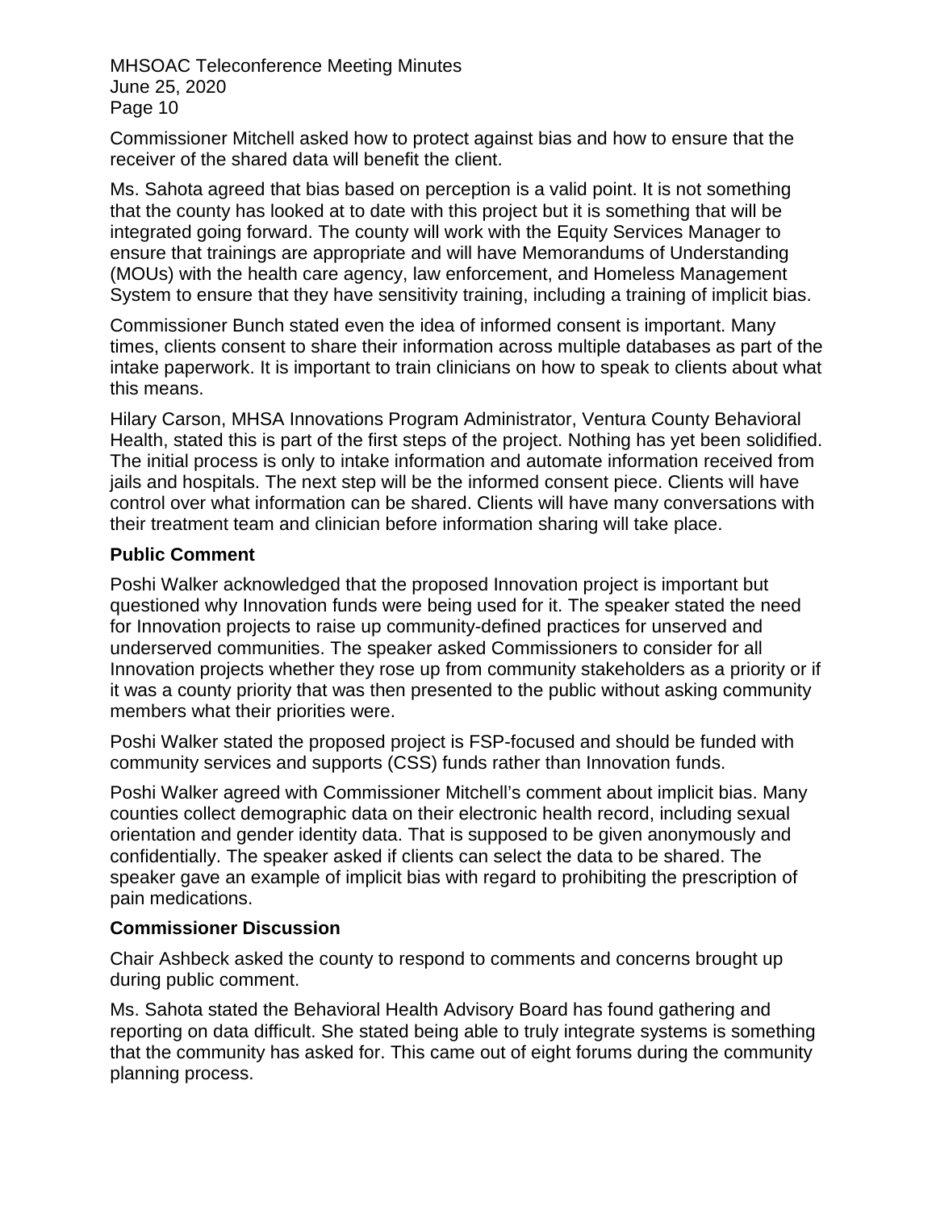Commissioner Mitchell asked how to protect against bias and how to ensure that the receiver of the shared data will benefit the client.

Ms. Sahota agreed that bias based on perception is a valid point. It is not something that the county has looked at to date with this project but it is something that will be integrated going forward. The county will work with the Equity Services Manager to ensure that trainings are appropriate and will have Memorandums of Understanding (MOUs) with the health care agency, law enforcement, and Homeless Management System to ensure that they have sensitivity training, including a training of implicit bias.

Commissioner Bunch stated even the idea of informed consent is important. Many times, clients consent to share their information across multiple databases as part of the intake paperwork. It is important to train clinicians on how to speak to clients about what this means.

Hilary Carson, MHSA Innovations Program Administrator, Ventura County Behavioral Health, stated this is part of the first steps of the project. Nothing has yet been solidified. The initial process is only to intake information and automate information received from jails and hospitals. The next step will be the informed consent piece. Clients will have control over what information can be shared. Clients will have many conversations with their treatment team and clinician before information sharing will take place.

**Public Comment**

Poshi Walker acknowledged that the proposed Innovation project is important but questioned why Innovation funds were being used for it. The speaker stated the need for Innovation projects to raise up community-defined practices for unserved and underserved communities. The speaker asked Commissioners to consider for all Innovation projects whether they rose up from community stakeholders as a priority or if it was a county priority that was then presented to the public without asking community members what their priorities were.

Poshi Walker stated the proposed project is FSP-focused and should be funded with community services and supports (CSS) funds rather than Innovation funds.

Poshi Walker agreed with Commissioner Mitchell's comment about implicit bias. Many counties collect demographic data on their electronic health record, including sexual orientation and gender identity data. That is supposed to be given anonymously and confidentially. The speaker asked if clients can select the data to be shared. The speaker gave an example of implicit bias with regard to prohibiting the prescription of pain medications.

**Commissioner Discussion**

Chair Ashbeck asked the county to respond to comments and concerns brought up during public comment.

Ms. Sahota stated the Behavioral Health Advisory Board has found gathering and reporting on data difficult. She stated being able to truly integrate systems is something that the community has asked for. This came out of eight forums during the community planning process.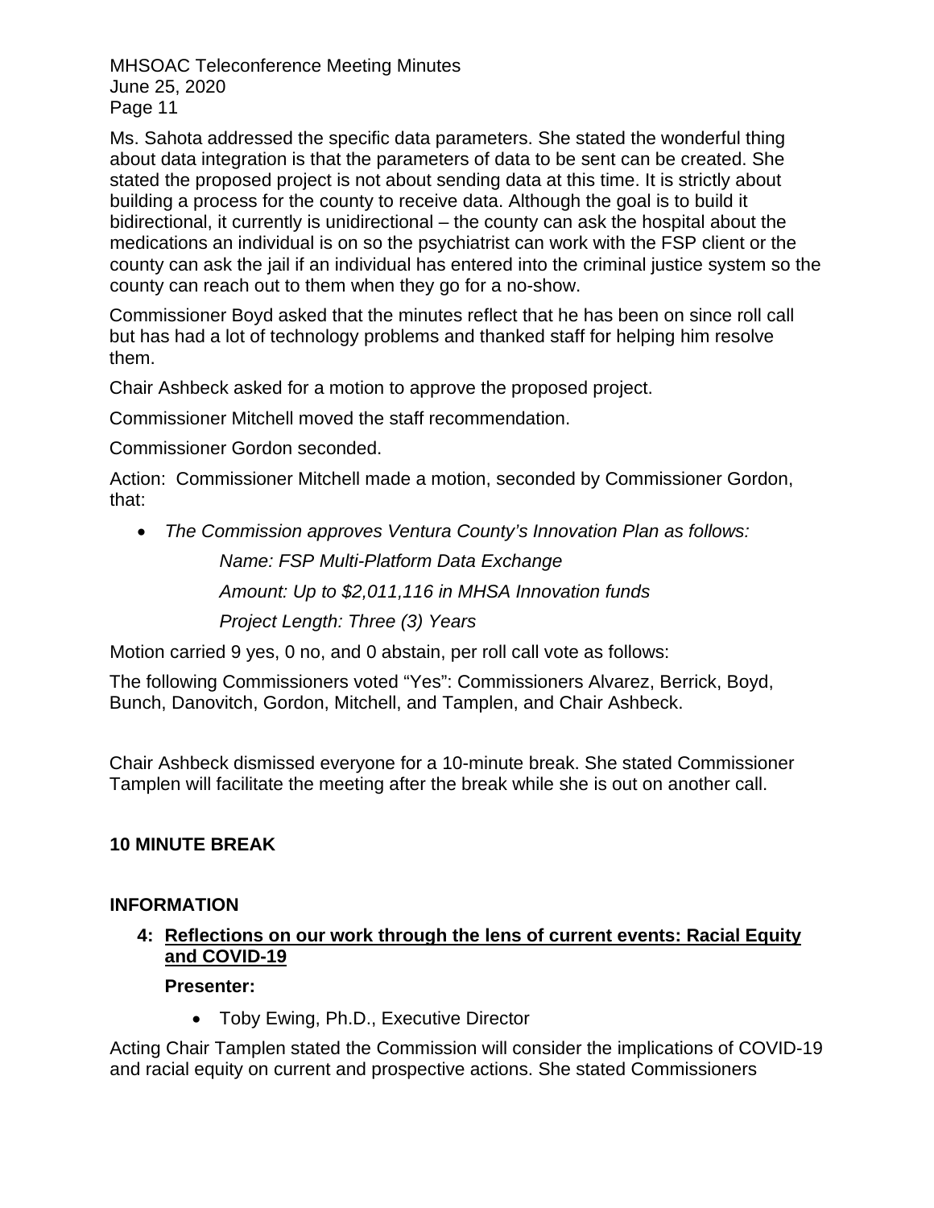Ms. Sahota addressed the specific data parameters. She stated the wonderful thing about data integration is that the parameters of data to be sent can be created. She stated the proposed project is not about sending data at this time. It is strictly about building a process for the county to receive data. Although the goal is to build it bidirectional, it currently is unidirectional – the county can ask the hospital about the medications an individual is on so the psychiatrist can work with the FSP client or the county can ask the jail if an individual has entered into the criminal justice system so the county can reach out to them when they go for a no-show.

Commissioner Boyd asked that the minutes reflect that he has been on since roll call but has had a lot of technology problems and thanked staff for helping him resolve them.

Chair Ashbeck asked for a motion to approve the proposed project.

Commissioner Mitchell moved the staff recommendation.

Commissioner Gordon seconded.

Action: Commissioner Mitchell made a motion, seconded by Commissioner Gordon, that:

- *The Commission approves Ventura County's Innovation Plan as follows:*

  *Name: FSP Multi-Platform Data Exchange*

  *Amount: Up to $2,011,116 in MHSA Innovation funds*

  *Project Length: Three (3) Years*

Motion carried 9 yes, 0 no, and 0 abstain, per roll call vote as follows:

The following Commissioners voted "Yes": Commissioners Alvarez, Berrick, Boyd, Bunch, Danovitch, Gordon, Mitchell, and Tamplen, and Chair Ashbeck.

Chair Ashbeck dismissed everyone for a 10-minute break. She stated Commissioner Tamplen will facilitate the meeting after the break while she is out on another call.

**10 MINUTE BREAK**

**INFORMATION**

**4: Reflections on our work through the lens of current events: Racial Equity and COVID-19**

**Presenter:**

- Toby Ewing, Ph.D., Executive Director

Acting Chair Tamplen stated the Commission will consider the implications of COVID-19 and racial equity on current and prospective actions. She stated Commissioners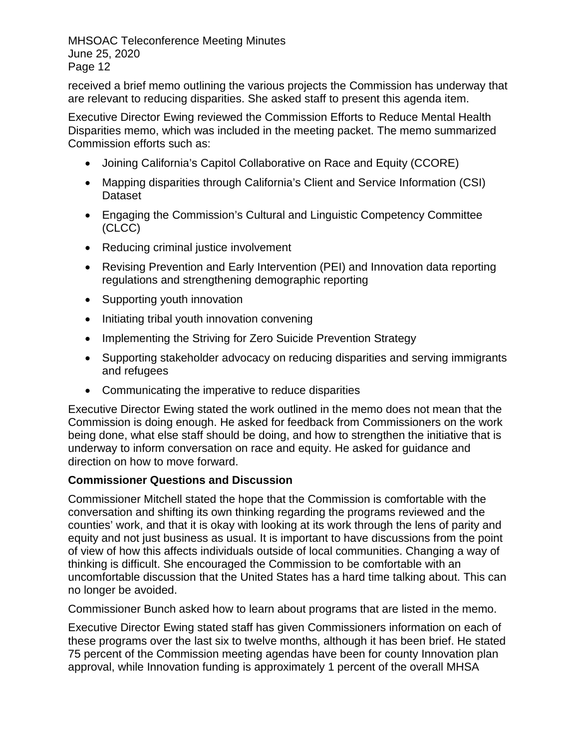received a brief memo outlining the various projects the Commission has underway that are relevant to reducing disparities. She asked staff to present this agenda item.

Executive Director Ewing reviewed the Commission Efforts to Reduce Mental Health Disparities memo, which was included in the meeting packet. The memo summarized Commission efforts such as:

- Joining California's Capitol Collaborative on Race and Equity (CCORE)
- Mapping disparities through California's Client and Service Information (CSI) Dataset
- Engaging the Commission's Cultural and Linguistic Competency Committee (CLCC)
- Reducing criminal justice involvement
- Revising Prevention and Early Intervention (PEI) and Innovation data reporting regulations and strengthening demographic reporting
- Supporting youth innovation
- Initiating tribal youth innovation convening
- Implementing the Striving for Zero Suicide Prevention Strategy
- Supporting stakeholder advocacy on reducing disparities and serving immigrants and refugees
- Communicating the imperative to reduce disparities

Executive Director Ewing stated the work outlined in the memo does not mean that the Commission is doing enough. He asked for feedback from Commissioners on the work being done, what else staff should be doing, and how to strengthen the initiative that is underway to inform conversation on race and equity. He asked for guidance and direction on how to move forward.

**Commissioner Questions and Discussion**

Commissioner Mitchell stated the hope that the Commission is comfortable with the conversation and shifting its own thinking regarding the programs reviewed and the counties' work, and that it is okay with looking at its work through the lens of parity and equity and not just business as usual. It is important to have discussions from the point of view of how this affects individuals outside of local communities. Changing a way of thinking is difficult. She encouraged the Commission to be comfortable with an uncomfortable discussion that the United States has a hard time talking about. This can no longer be avoided.

Commissioner Bunch asked how to learn about programs that are listed in the memo.

Executive Director Ewing stated staff has given Commissioners information on each of these programs over the last six to twelve months, although it has been brief. He stated 75 percent of the Commission meeting agendas have been for county Innovation plan approval, while Innovation funding is approximately 1 percent of the overall MHSA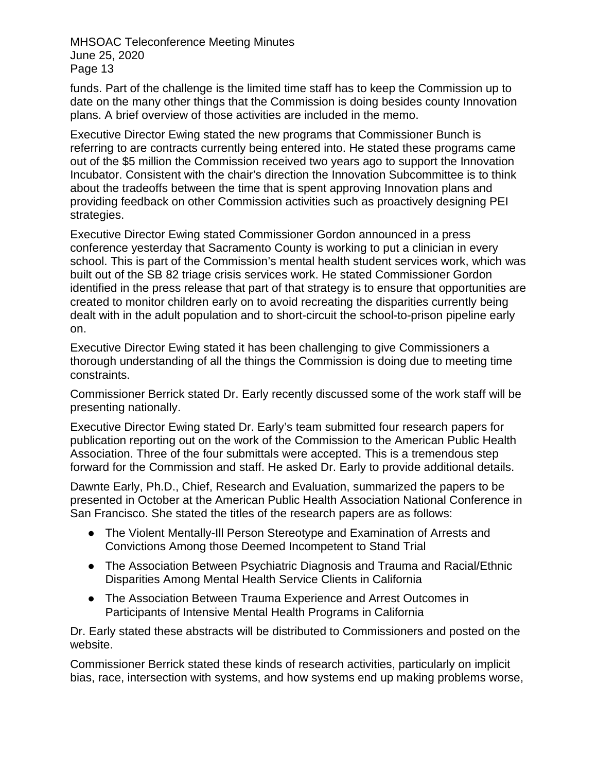funds. Part of the challenge is the limited time staff has to keep the Commission up to date on the many other things that the Commission is doing besides county Innovation plans. A brief overview of those activities are included in the memo.

Executive Director Ewing stated the new programs that Commissioner Bunch is referring to are contracts currently being entered into. He stated these programs came out of the $5 million the Commission received two years ago to support the Innovation Incubator. Consistent with the chair's direction the Innovation Subcommittee is to think about the tradeoffs between the time that is spent approving Innovation plans and providing feedback on other Commission activities such as proactively designing PEI strategies.

Executive Director Ewing stated Commissioner Gordon announced in a press conference yesterday that Sacramento County is working to put a clinician in every school. This is part of the Commission's mental health student services work, which was built out of the SB 82 triage crisis services work. He stated Commissioner Gordon identified in the press release that part of that strategy is to ensure that opportunities are created to monitor children early on to avoid recreating the disparities currently being dealt with in the adult population and to short-circuit the school-to-prison pipeline early on.

Executive Director Ewing stated it has been challenging to give Commissioners a thorough understanding of all the things the Commission is doing due to meeting time constraints.

Commissioner Berrick stated Dr. Early recently discussed some of the work staff will be presenting nationally.

Executive Director Ewing stated Dr. Early's team submitted four research papers for publication reporting out on the work of the Commission to the American Public Health Association. Three of the four submittals were accepted. This is a tremendous step forward for the Commission and staff. He asked Dr. Early to provide additional details.

Dawnte Early, Ph.D., Chief, Research and Evaluation, summarized the papers to be presented in October at the American Public Health Association National Conference in San Francisco. She stated the titles of the research papers are as follows:

- The Violent Mentally-Ill Person Stereotype and Examination of Arrests and Convictions Among those Deemed Incompetent to Stand Trial
- The Association Between Psychiatric Diagnosis and Trauma and Racial/Ethnic Disparities Among Mental Health Service Clients in California
- The Association Between Trauma Experience and Arrest Outcomes in Participants of Intensive Mental Health Programs in California

Dr. Early stated these abstracts will be distributed to Commissioners and posted on the website.

Commissioner Berrick stated these kinds of research activities, particularly on implicit bias, race, intersection with systems, and how systems end up making problems worse,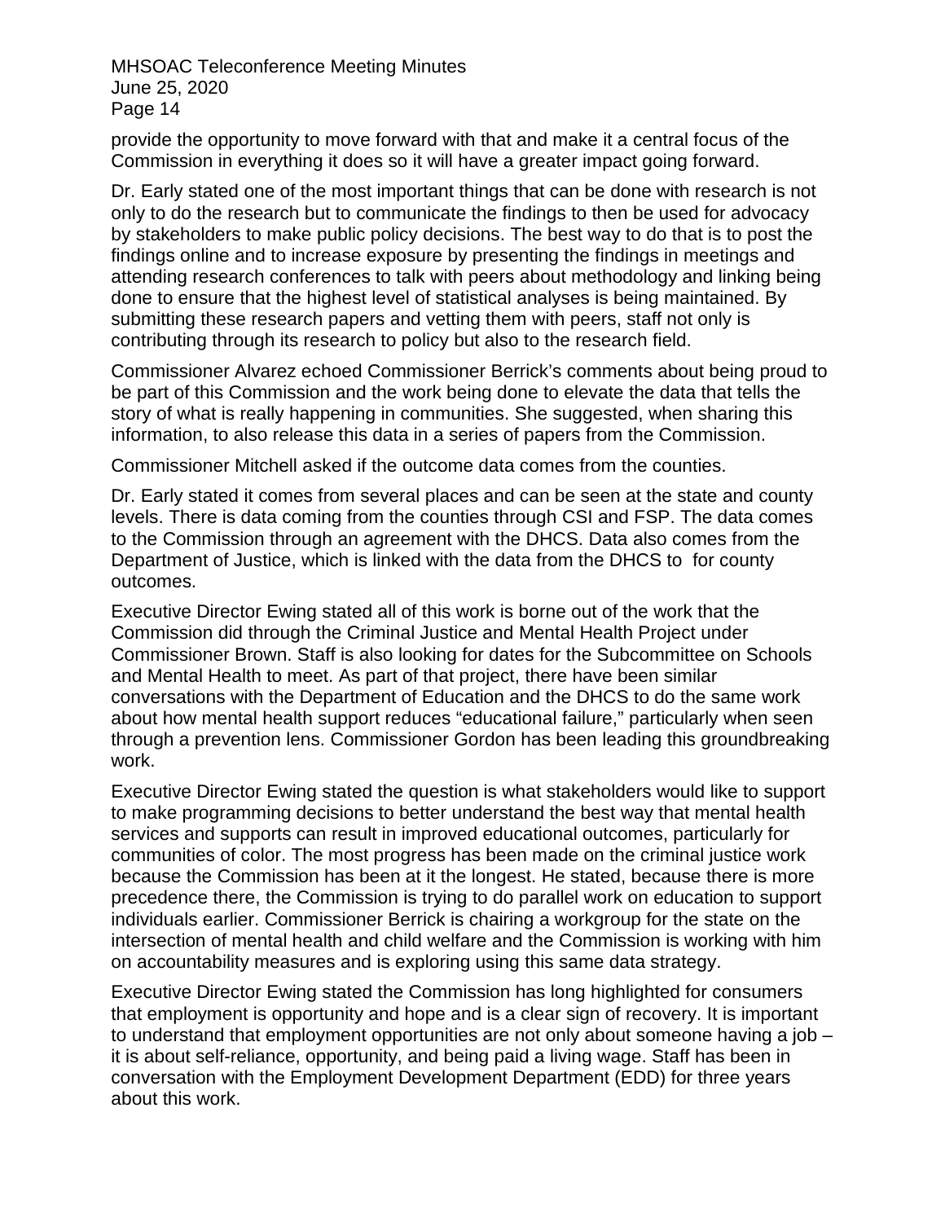provide the opportunity to move forward with that and make it a central focus of the Commission in everything it does so it will have a greater impact going forward.

Dr. Early stated one of the most important things that can be done with research is not only to do the research but to communicate the findings to then be used for advocacy by stakeholders to make public policy decisions. The best way to do that is to post the findings online and to increase exposure by presenting the findings in meetings and attending research conferences to talk with peers about methodology and linking being done to ensure that the highest level of statistical analyses is being maintained. By submitting these research papers and vetting them with peers, staff not only is contributing through its research to policy but also to the research field.

Commissioner Alvarez echoed Commissioner Berrick's comments about being proud to be part of this Commission and the work being done to elevate the data that tells the story of what is really happening in communities. She suggested, when sharing this information, to also release this data in a series of papers from the Commission.

Commissioner Mitchell asked if the outcome data comes from the counties.

Dr. Early stated it comes from several places and can be seen at the state and county levels. There is data coming from the counties through CSI and FSP. The data comes to the Commission through an agreement with the DHCS. Data also comes from the Department of Justice, which is linked with the data from the DHCS to  for county outcomes.

Executive Director Ewing stated all of this work is borne out of the work that the Commission did through the Criminal Justice and Mental Health Project under Commissioner Brown. Staff is also looking for dates for the Subcommittee on Schools and Mental Health to meet. As part of that project, there have been similar conversations with the Department of Education and the DHCS to do the same work about how mental health support reduces "educational failure," particularly when seen through a prevention lens. Commissioner Gordon has been leading this groundbreaking work.

Executive Director Ewing stated the question is what stakeholders would like to support to make programming decisions to better understand the best way that mental health services and supports can result in improved educational outcomes, particularly for communities of color. The most progress has been made on the criminal justice work because the Commission has been at it the longest. He stated, because there is more precedence there, the Commission is trying to do parallel work on education to support individuals earlier. Commissioner Berrick is chairing a workgroup for the state on the intersection of mental health and child welfare and the Commission is working with him on accountability measures and is exploring using this same data strategy.

Executive Director Ewing stated the Commission has long highlighted for consumers that employment is opportunity and hope and is a clear sign of recovery. It is important to understand that employment opportunities are not only about someone having a job – it is about self-reliance, opportunity, and being paid a living wage. Staff has been in conversation with the Employment Development Department (EDD) for three years about this work.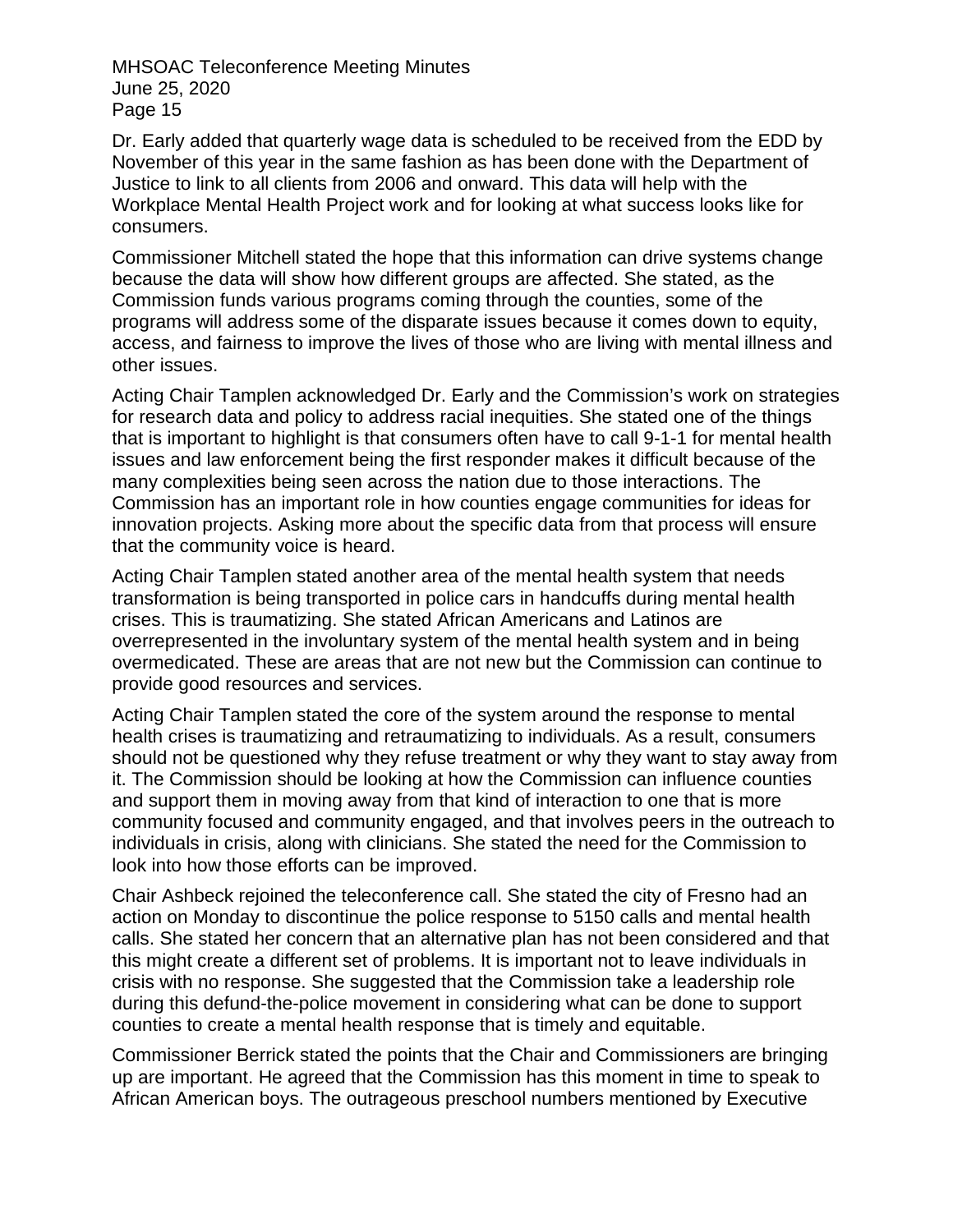Dr. Early added that quarterly wage data is scheduled to be received from the EDD by November of this year in the same fashion as has been done with the Department of Justice to link to all clients from 2006 and onward. This data will help with the Workplace Mental Health Project work and for looking at what success looks like for consumers.

Commissioner Mitchell stated the hope that this information can drive systems change because the data will show how different groups are affected. She stated, as the Commission funds various programs coming through the counties, some of the programs will address some of the disparate issues because it comes down to equity, access, and fairness to improve the lives of those who are living with mental illness and other issues.

Acting Chair Tamplen acknowledged Dr. Early and the Commission's work on strategies for research data and policy to address racial inequities. She stated one of the things that is important to highlight is that consumers often have to call 9-1-1 for mental health issues and law enforcement being the first responder makes it difficult because of the many complexities being seen across the nation due to those interactions. The Commission has an important role in how counties engage communities for ideas for innovation projects. Asking more about the specific data from that process will ensure that the community voice is heard.

Acting Chair Tamplen stated another area of the mental health system that needs transformation is being transported in police cars in handcuffs during mental health crises. This is traumatizing. She stated African Americans and Latinos are overrepresented in the involuntary system of the mental health system and in being overmedicated. These are areas that are not new but the Commission can continue to provide good resources and services.

Acting Chair Tamplen stated the core of the system around the response to mental health crises is traumatizing and retraumatizing to individuals. As a result, consumers should not be questioned why they refuse treatment or why they want to stay away from it. The Commission should be looking at how the Commission can influence counties and support them in moving away from that kind of interaction to one that is more community focused and community engaged, and that involves peers in the outreach to individuals in crisis, along with clinicians. She stated the need for the Commission to look into how those efforts can be improved.

Chair Ashbeck rejoined the teleconference call. She stated the city of Fresno had an action on Monday to discontinue the police response to 5150 calls and mental health calls. She stated her concern that an alternative plan has not been considered and that this might create a different set of problems. It is important not to leave individuals in crisis with no response. She suggested that the Commission take a leadership role during this defund-the-police movement in considering what can be done to support counties to create a mental health response that is timely and equitable.

Commissioner Berrick stated the points that the Chair and Commissioners are bringing up are important. He agreed that the Commission has this moment in time to speak to African American boys. The outrageous preschool numbers mentioned by Executive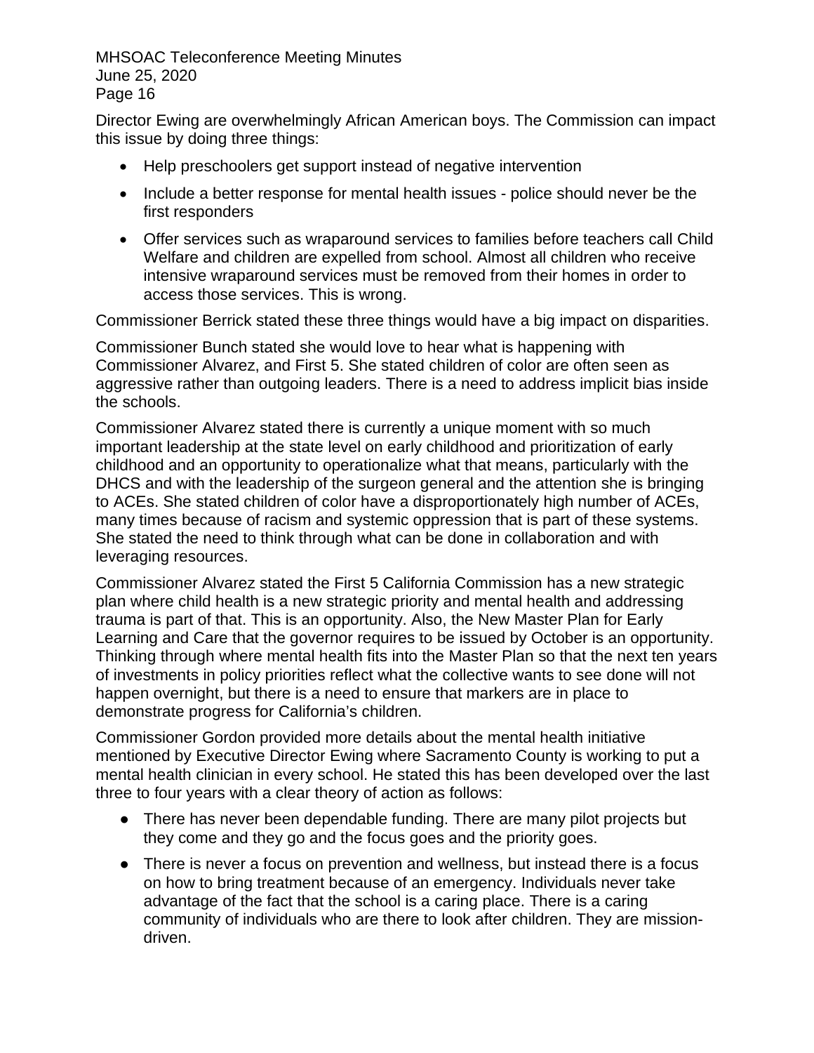Director Ewing are overwhelmingly African American boys. The Commission can impact this issue by doing three things:

- Help preschoolers get support instead of negative intervention
- Include a better response for mental health issues - police should never be the first responders
- Offer services such as wraparound services to families before teachers call Child Welfare and children are expelled from school. Almost all children who receive intensive wraparound services must be removed from their homes in order to access those services. This is wrong.

Commissioner Berrick stated these three things would have a big impact on disparities.

Commissioner Bunch stated she would love to hear what is happening with Commissioner Alvarez, and First 5. She stated children of color are often seen as aggressive rather than outgoing leaders. There is a need to address implicit bias inside the schools.

Commissioner Alvarez stated there is currently a unique moment with so much important leadership at the state level on early childhood and prioritization of early childhood and an opportunity to operationalize what that means, particularly with the DHCS and with the leadership of the surgeon general and the attention she is bringing to ACEs. She stated children of color have a disproportionately high number of ACEs, many times because of racism and systemic oppression that is part of these systems. She stated the need to think through what can be done in collaboration and with leveraging resources.

Commissioner Alvarez stated the First 5 California Commission has a new strategic plan where child health is a new strategic priority and mental health and addressing trauma is part of that. This is an opportunity. Also, the New Master Plan for Early Learning and Care that the governor requires to be issued by October is an opportunity. Thinking through where mental health fits into the Master Plan so that the next ten years of investments in policy priorities reflect what the collective wants to see done will not happen overnight, but there is a need to ensure that markers are in place to demonstrate progress for California's children.

Commissioner Gordon provided more details about the mental health initiative mentioned by Executive Director Ewing where Sacramento County is working to put a mental health clinician in every school. He stated this has been developed over the last three to four years with a clear theory of action as follows:

- There has never been dependable funding. There are many pilot projects but they come and they go and the focus goes and the priority goes.
- There is never a focus on prevention and wellness, but instead there is a focus on how to bring treatment because of an emergency. Individuals never take advantage of the fact that the school is a caring place. There is a caring community of individuals who are there to look after children. They are mission-driven.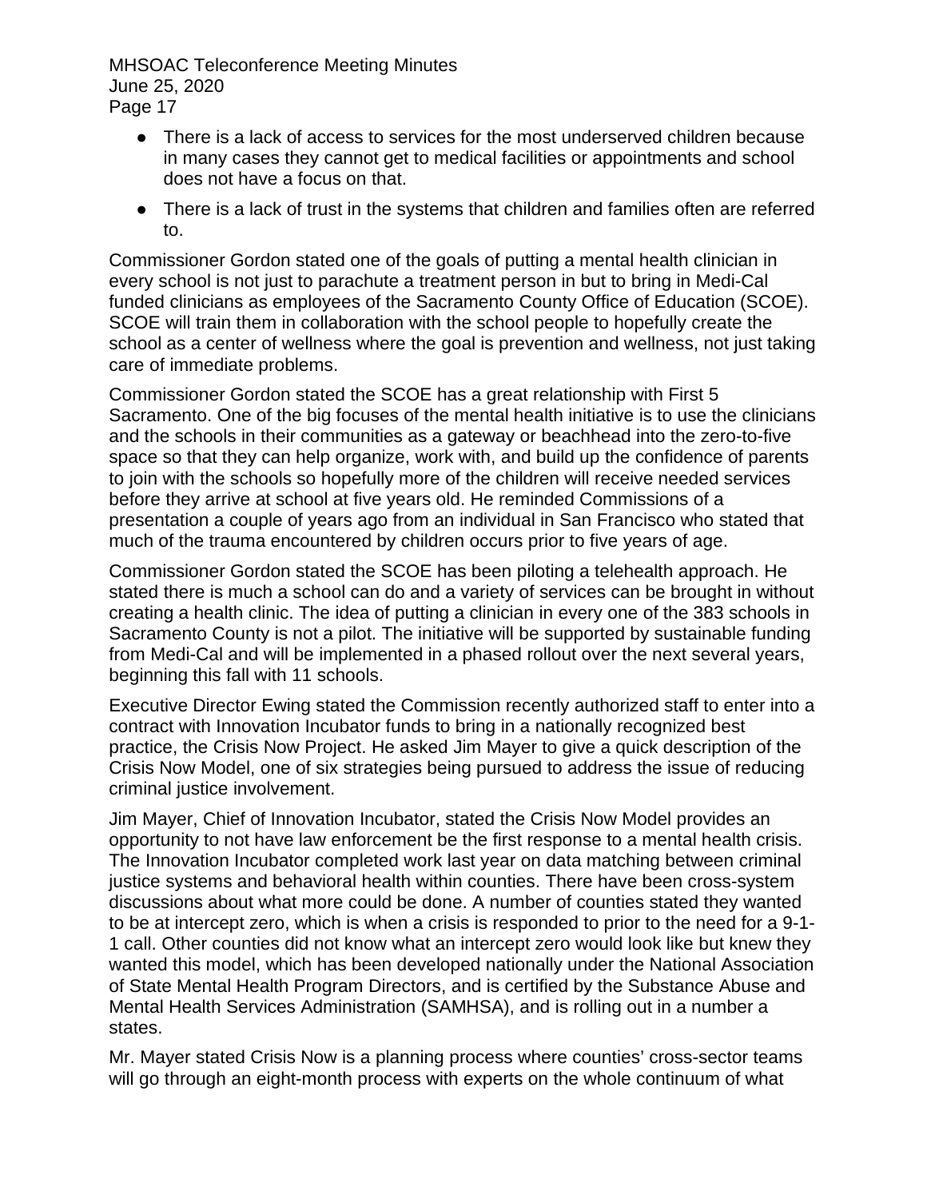- There is a lack of access to services for the most underserved children because in many cases they cannot get to medical facilities or appointments and school does not have a focus on that.
- There is a lack of trust in the systems that children and families often are referred to.

Commissioner Gordon stated one of the goals of putting a mental health clinician in every school is not just to parachute a treatment person in but to bring in Medi-Cal funded clinicians as employees of the Sacramento County Office of Education (SCOE). SCOE will train them in collaboration with the school people to hopefully create the school as a center of wellness where the goal is prevention and wellness, not just taking care of immediate problems.

Commissioner Gordon stated the SCOE has a great relationship with First 5 Sacramento. One of the big focuses of the mental health initiative is to use the clinicians and the schools in their communities as a gateway or beachhead into the zero-to-five space so that they can help organize, work with, and build up the confidence of parents to join with the schools so hopefully more of the children will receive needed services before they arrive at school at five years old. He reminded Commissions of a presentation a couple of years ago from an individual in San Francisco who stated that much of the trauma encountered by children occurs prior to five years of age.

Commissioner Gordon stated the SCOE has been piloting a telehealth approach. He stated there is much a school can do and a variety of services can be brought in without creating a health clinic. The idea of putting a clinician in every one of the 383 schools in Sacramento County is not a pilot. The initiative will be supported by sustainable funding from Medi-Cal and will be implemented in a phased rollout over the next several years, beginning this fall with 11 schools.

Executive Director Ewing stated the Commission recently authorized staff to enter into a contract with Innovation Incubator funds to bring in a nationally recognized best practice, the Crisis Now Project. He asked Jim Mayer to give a quick description of the Crisis Now Model, one of six strategies being pursued to address the issue of reducing criminal justice involvement.

Jim Mayer, Chief of Innovation Incubator, stated the Crisis Now Model provides an opportunity to not have law enforcement be the first response to a mental health crisis. The Innovation Incubator completed work last year on data matching between criminal justice systems and behavioral health within counties. There have been cross-system discussions about what more could be done. A number of counties stated they wanted to be at intercept zero, which is when a crisis is responded to prior to the need for a 9-1-1 call. Other counties did not know what an intercept zero would look like but knew they wanted this model, which has been developed nationally under the National Association of State Mental Health Program Directors, and is certified by the Substance Abuse and Mental Health Services Administration (SAMHSA), and is rolling out in a number a states.

Mr. Mayer stated Crisis Now is a planning process where counties' cross-sector teams will go through an eight-month process with experts on the whole continuum of what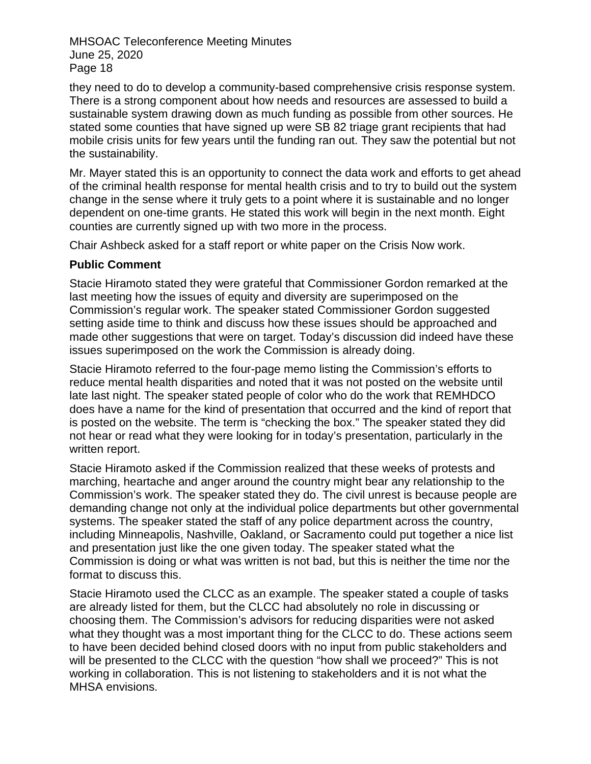they need to do to develop a community-based comprehensive crisis response system. There is a strong component about how needs and resources are assessed to build a sustainable system drawing down as much funding as possible from other sources. He stated some counties that have signed up were SB 82 triage grant recipients that had mobile crisis units for few years until the funding ran out. They saw the potential but not the sustainability.

Mr. Mayer stated this is an opportunity to connect the data work and efforts to get ahead of the criminal health response for mental health crisis and to try to build out the system change in the sense where it truly gets to a point where it is sustainable and no longer dependent on one-time grants. He stated this work will begin in the next month. Eight counties are currently signed up with two more in the process.

Chair Ashbeck asked for a staff report or white paper on the Crisis Now work.

**Public Comment**

Stacie Hiramoto stated they were grateful that Commissioner Gordon remarked at the last meeting how the issues of equity and diversity are superimposed on the Commission's regular work. The speaker stated Commissioner Gordon suggested setting aside time to think and discuss how these issues should be approached and made other suggestions that were on target. Today's discussion did indeed have these issues superimposed on the work the Commission is already doing.

Stacie Hiramoto referred to the four-page memo listing the Commission's efforts to reduce mental health disparities and noted that it was not posted on the website until late last night. The speaker stated people of color who do the work that REMHDCO does have a name for the kind of presentation that occurred and the kind of report that is posted on the website. The term is "checking the box." The speaker stated they did not hear or read what they were looking for in today's presentation, particularly in the written report.

Stacie Hiramoto asked if the Commission realized that these weeks of protests and marching, heartache and anger around the country might bear any relationship to the Commission's work. The speaker stated they do. The civil unrest is because people are demanding change not only at the individual police departments but other governmental systems. The speaker stated the staff of any police department across the country, including Minneapolis, Nashville, Oakland, or Sacramento could put together a nice list and presentation just like the one given today. The speaker stated what the Commission is doing or what was written is not bad, but this is neither the time nor the format to discuss this.

Stacie Hiramoto used the CLCC as an example. The speaker stated a couple of tasks are already listed for them, but the CLCC had absolutely no role in discussing or choosing them. The Commission's advisors for reducing disparities were not asked what they thought was a most important thing for the CLCC to do. These actions seem to have been decided behind closed doors with no input from public stakeholders and will be presented to the CLCC with the question "how shall we proceed?" This is not working in collaboration. This is not listening to stakeholders and it is not what the MHSA envisions.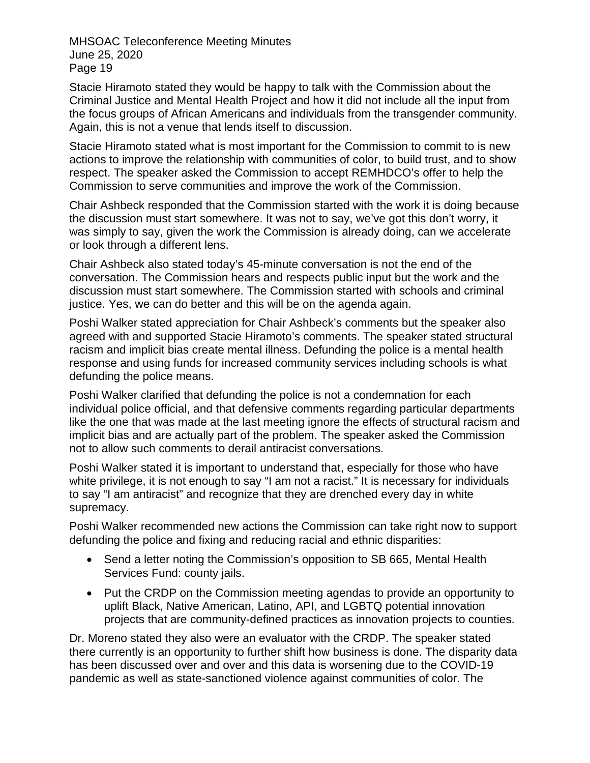Stacie Hiramoto stated they would be happy to talk with the Commission about the Criminal Justice and Mental Health Project and how it did not include all the input from the focus groups of African Americans and individuals from the transgender community. Again, this is not a venue that lends itself to discussion.

Stacie Hiramoto stated what is most important for the Commission to commit to is new actions to improve the relationship with communities of color, to build trust, and to show respect. The speaker asked the Commission to accept REMHDCO's offer to help the Commission to serve communities and improve the work of the Commission.

Chair Ashbeck responded that the Commission started with the work it is doing because the discussion must start somewhere. It was not to say, we've got this don't worry, it was simply to say, given the work the Commission is already doing, can we accelerate or look through a different lens.

Chair Ashbeck also stated today's 45-minute conversation is not the end of the conversation. The Commission hears and respects public input but the work and the discussion must start somewhere. The Commission started with schools and criminal justice. Yes, we can do better and this will be on the agenda again.

Poshi Walker stated appreciation for Chair Ashbeck's comments but the speaker also agreed with and supported Stacie Hiramoto's comments. The speaker stated structural racism and implicit bias create mental illness. Defunding the police is a mental health response and using funds for increased community services including schools is what defunding the police means.

Poshi Walker clarified that defunding the police is not a condemnation for each individual police official, and that defensive comments regarding particular departments like the one that was made at the last meeting ignore the effects of structural racism and implicit bias and are actually part of the problem. The speaker asked the Commission not to allow such comments to derail antiracist conversations.

Poshi Walker stated it is important to understand that, especially for those who have white privilege, it is not enough to say "I am not a racist." It is necessary for individuals to say "I am antiracist" and recognize that they are drenched every day in white supremacy.

Poshi Walker recommended new actions the Commission can take right now to support defunding the police and fixing and reducing racial and ethnic disparities:

- Send a letter noting the Commission's opposition to SB 665, Mental Health Services Fund: county jails.
- Put the CRDP on the Commission meeting agendas to provide an opportunity to uplift Black, Native American, Latino, API, and LGBTQ potential innovation projects that are community-defined practices as innovation projects to counties.

Dr. Moreno stated they also were an evaluator with the CRDP. The speaker stated there currently is an opportunity to further shift how business is done. The disparity data has been discussed over and over and this data is worsening due to the COVID-19 pandemic as well as state-sanctioned violence against communities of color. The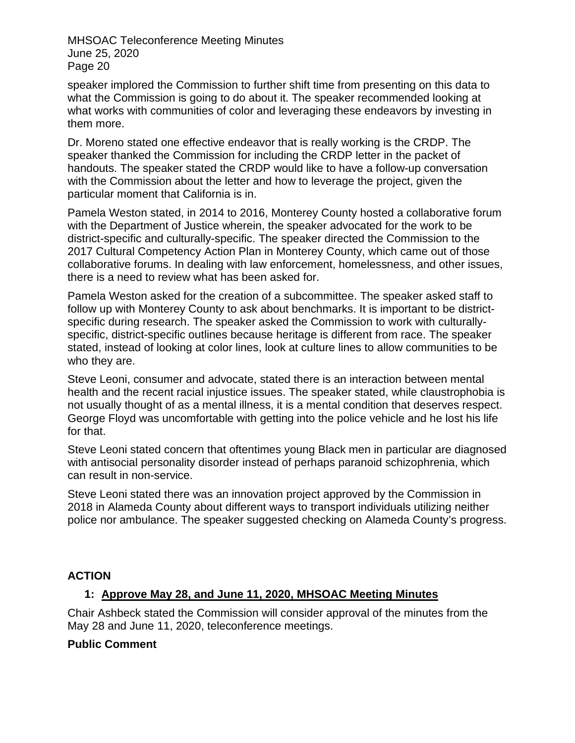speaker implored the Commission to further shift time from presenting on this data to what the Commission is going to do about it. The speaker recommended looking at what works with communities of color and leveraging these endeavors by investing in them more.

Dr. Moreno stated one effective endeavor that is really working is the CRDP. The speaker thanked the Commission for including the CRDP letter in the packet of handouts. The speaker stated the CRDP would like to have a follow-up conversation with the Commission about the letter and how to leverage the project, given the particular moment that California is in.

Pamela Weston stated, in 2014 to 2016, Monterey County hosted a collaborative forum with the Department of Justice wherein, the speaker advocated for the work to be district-specific and culturally-specific. The speaker directed the Commission to the 2017 Cultural Competency Action Plan in Monterey County, which came out of those collaborative forums. In dealing with law enforcement, homelessness, and other issues, there is a need to review what has been asked for.

Pamela Weston asked for the creation of a subcommittee. The speaker asked staff to follow up with Monterey County to ask about benchmarks. It is important to be district-specific during research. The speaker asked the Commission to work with culturally-specific, district-specific outlines because heritage is different from race. The speaker stated, instead of looking at color lines, look at culture lines to allow communities to be who they are.

Steve Leoni, consumer and advocate, stated there is an interaction between mental health and the recent racial injustice issues. The speaker stated, while claustrophobia is not usually thought of as a mental illness, it is a mental condition that deserves respect. George Floyd was uncomfortable with getting into the police vehicle and he lost his life for that.

Steve Leoni stated concern that oftentimes young Black men in particular are diagnosed with antisocial personality disorder instead of perhaps paranoid schizophrenia, which can result in non-service.

Steve Leoni stated there was an innovation project approved by the Commission in 2018 in Alameda County about different ways to transport individuals utilizing neither police nor ambulance. The speaker suggested checking on Alameda County's progress.

## ACTION

### 1: Approve May 28, and June 11, 2020, MHSOAC Meeting Minutes

Chair Ashbeck stated the Commission will consider approval of the minutes from the May 28 and June 11, 2020, teleconference meetings.

**Public Comment**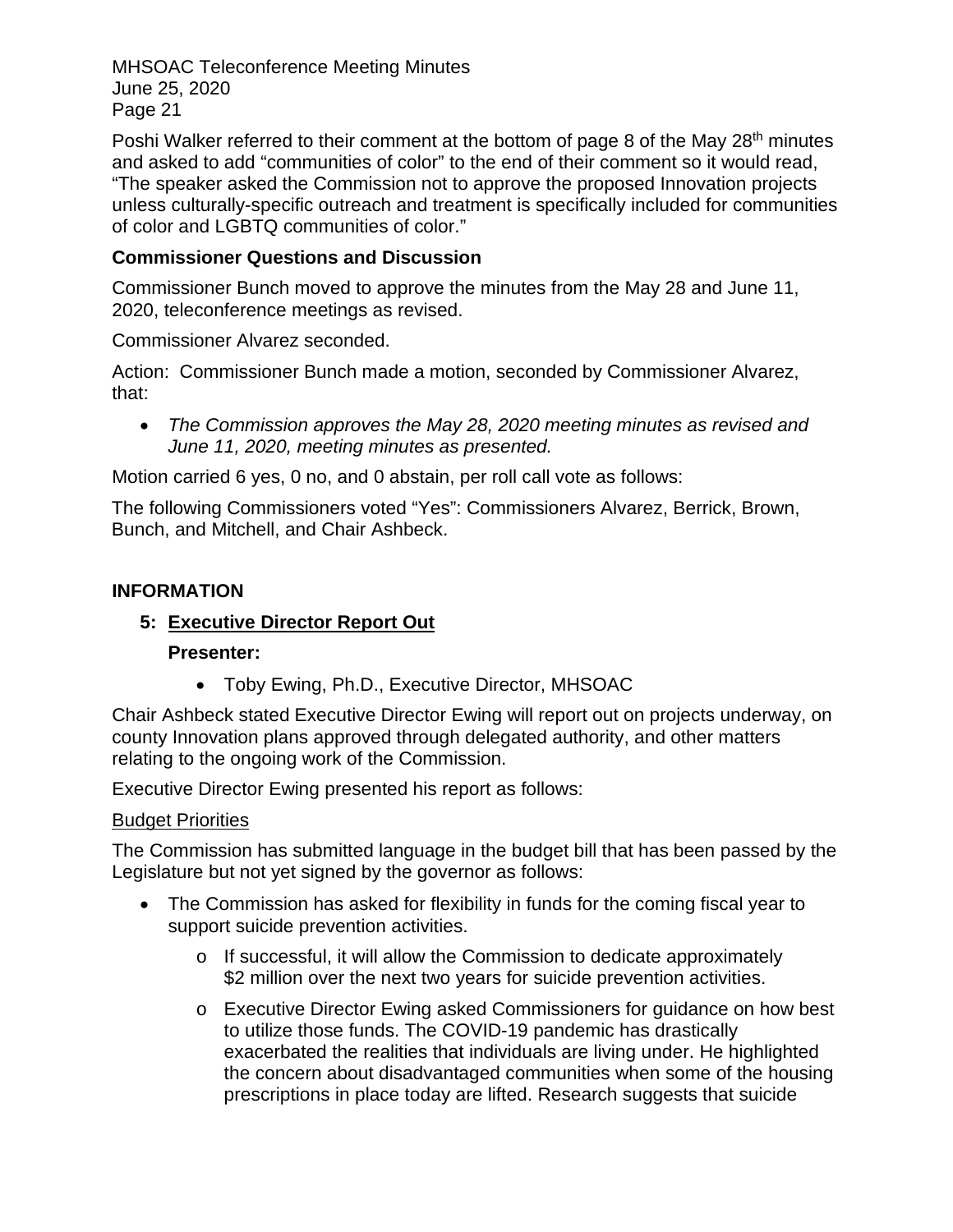Poshi Walker referred to their comment at the bottom of page 8 of the May 28th minutes and asked to add "communities of color" to the end of their comment so it would read, "The speaker asked the Commission not to approve the proposed Innovation projects unless culturally-specific outreach and treatment is specifically included for communities of color and LGBTQ communities of color."

**Commissioner Questions and Discussion**

Commissioner Bunch moved to approve the minutes from the May 28 and June 11, 2020, teleconference meetings as revised.

Commissioner Alvarez seconded.

Action: Commissioner Bunch made a motion, seconded by Commissioner Alvarez, that:

- *The Commission approves the May 28, 2020 meeting minutes as revised and June 11, 2020, meeting minutes as presented.*

Motion carried 6 yes, 0 no, and 0 abstain, per roll call vote as follows:

The following Commissioners voted "Yes": Commissioners Alvarez, Berrick, Brown, Bunch, and Mitchell, and Chair Ashbeck.

## INFORMATION

### 5: Executive Director Report Out

**Presenter:**

- Toby Ewing, Ph.D., Executive Director, MHSOAC

Chair Ashbeck stated Executive Director Ewing will report out on projects underway, on county Innovation plans approved through delegated authority, and other matters relating to the ongoing work of the Commission.

Executive Director Ewing presented his report as follows:

Budget Priorities

The Commission has submitted language in the budget bill that has been passed by the Legislature but not yet signed by the governor as follows:

- The Commission has asked for flexibility in funds for the coming fiscal year to support suicide prevention activities.
  - If successful, it will allow the Commission to dedicate approximately $2 million over the next two years for suicide prevention activities.
  - Executive Director Ewing asked Commissioners for guidance on how best to utilize those funds. The COVID-19 pandemic has drastically exacerbated the realities that individuals are living under. He highlighted the concern about disadvantaged communities when some of the housing prescriptions in place today are lifted. Research suggests that suicide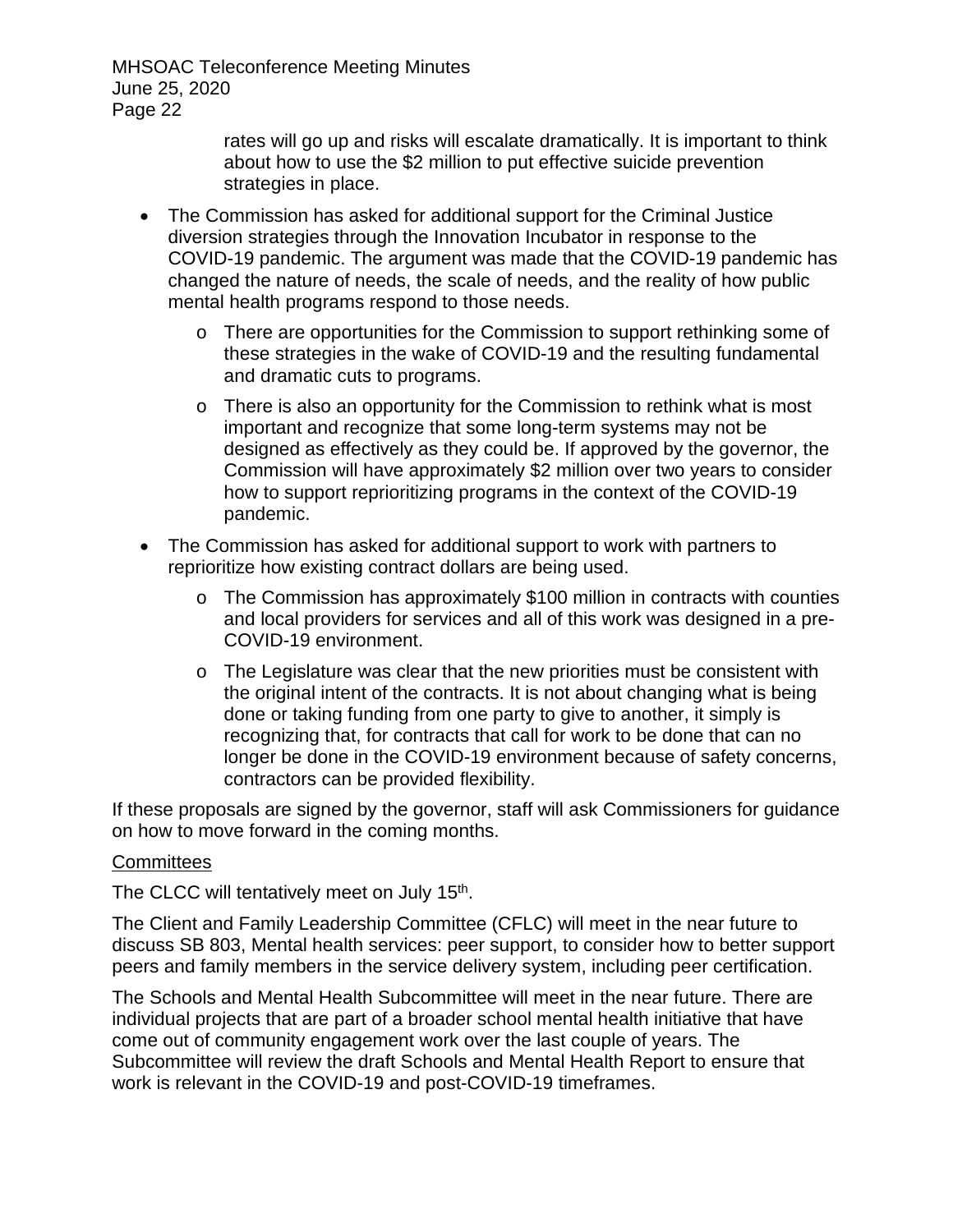rates will go up and risks will escalate dramatically. It is important to think about how to use the $2 million to put effective suicide prevention strategies in place.

- The Commission has asked for additional support for the Criminal Justice diversion strategies through the Innovation Incubator in response to the COVID-19 pandemic. The argument was made that the COVID-19 pandemic has changed the nature of needs, the scale of needs, and the reality of how public mental health programs respond to those needs.
  - There are opportunities for the Commission to support rethinking some of these strategies in the wake of COVID-19 and the resulting fundamental and dramatic cuts to programs.
  - There is also an opportunity for the Commission to rethink what is most important and recognize that some long-term systems may not be designed as effectively as they could be. If approved by the governor, the Commission will have approximately $2 million over two years to consider how to support reprioritizing programs in the context of the COVID-19 pandemic.
- The Commission has asked for additional support to work with partners to reprioritize how existing contract dollars are being used.
  - The Commission has approximately $100 million in contracts with counties and local providers for services and all of this work was designed in a pre-COVID-19 environment.
  - The Legislature was clear that the new priorities must be consistent with the original intent of the contracts. It is not about changing what is being done or taking funding from one party to give to another, it simply is recognizing that, for contracts that call for work to be done that can no longer be done in the COVID-19 environment because of safety concerns, contractors can be provided flexibility.

If these proposals are signed by the governor, staff will ask Commissioners for guidance on how to move forward in the coming months.

<u>Committees</u>

The CLCC will tentatively meet on July 15th.

The Client and Family Leadership Committee (CFLC) will meet in the near future to discuss SB 803, Mental health services: peer support, to consider how to better support peers and family members in the service delivery system, including peer certification.

The Schools and Mental Health Subcommittee will meet in the near future. There are individual projects that are part of a broader school mental health initiative that have come out of community engagement work over the last couple of years. The Subcommittee will review the draft Schools and Mental Health Report to ensure that work is relevant in the COVID-19 and post-COVID-19 timeframes.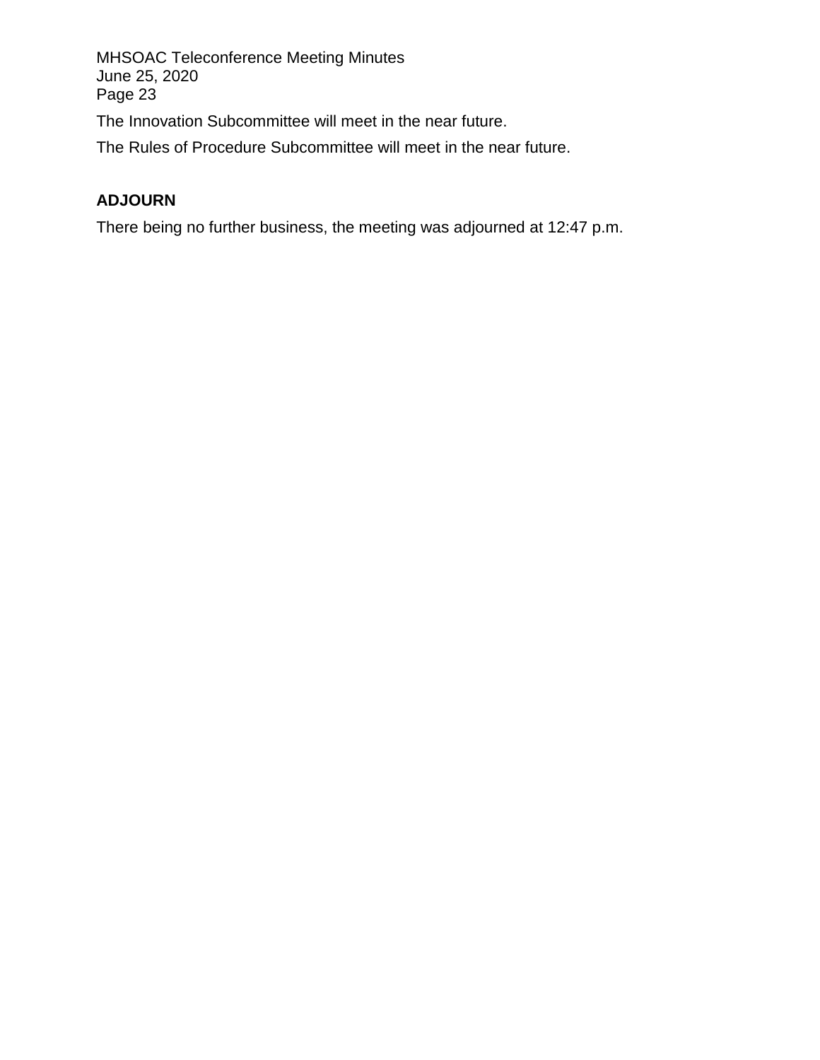The Innovation Subcommittee will meet in the near future.

The Rules of Procedure Subcommittee will meet in the near future.

## ADJOURN

There being no further business, the meeting was adjourned at 12:47 p.m.